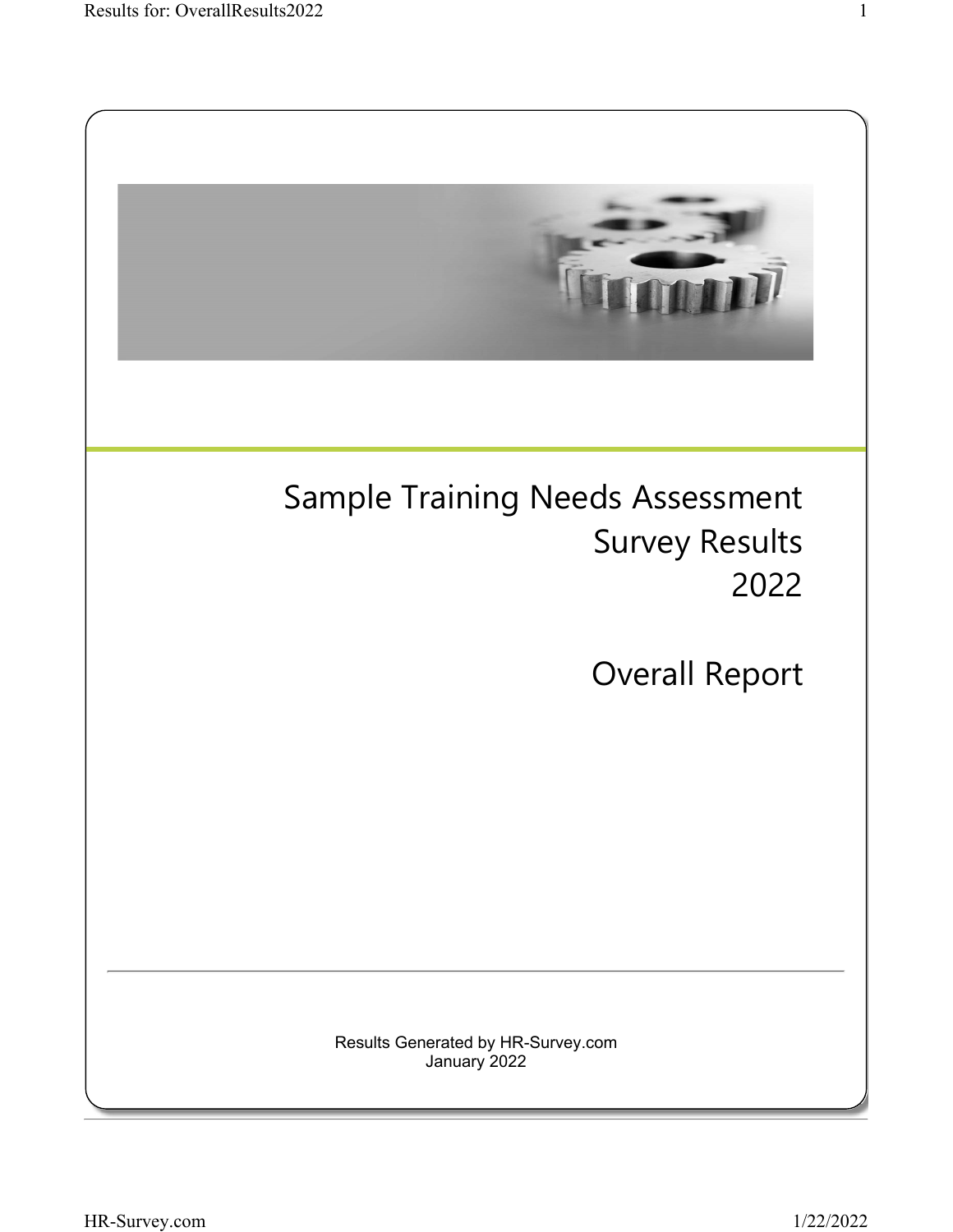# Sample Training Needs Assessment Survey Results 2022

## Overall Report

Results Generated by HR-Survey.com
January 2022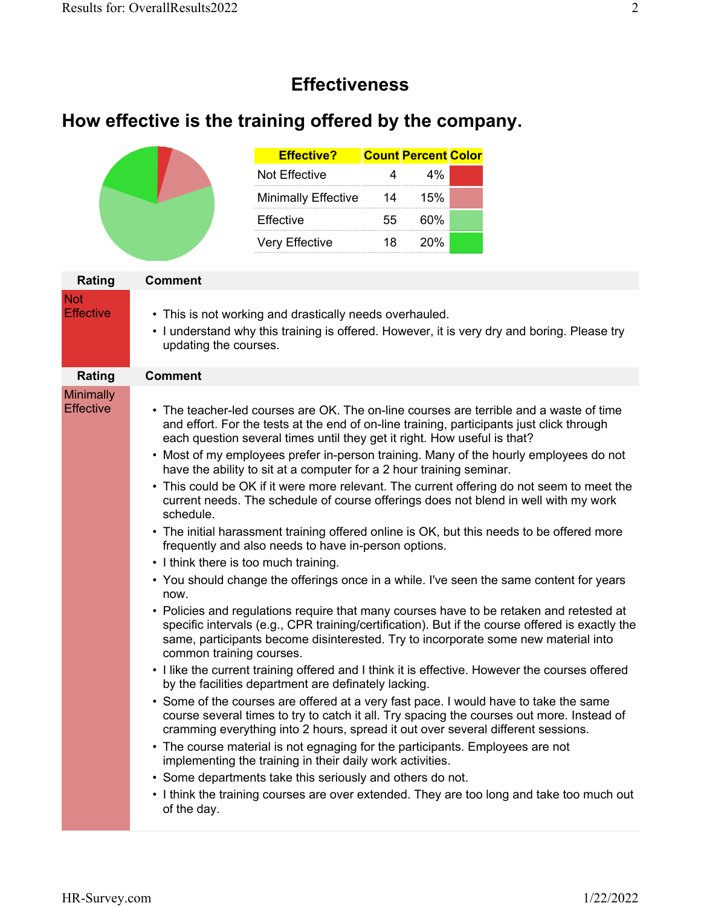# Effectiveness

## How effective is the training offered by the company.

| Effective? | Count | Percent | Color |
|---|---|---|---|
| Not Effective | 4 | 4% | |
| Minimally Effective | 14 | 15% | |
| Effective | 55 | 60% | |
| Very Effective | 18 | 20% | |

| Rating | Comment |
|---|---|
| Not Effective | • This is not working and drastically needs overhauled.<br>• I understand why this training is offered. However, it is very dry and boring. Please try updating the courses. |

| Rating | Comment |
|---|---|
| Minimally Effective | • The teacher-led courses are OK. The on-line courses are terrible and a waste of time and effort. For the tests at the end of on-line training, participants just click through each question several times until they get it right. How useful is that?<br>• Most of my employees prefer in-person training. Many of the hourly employees do not have the ability to sit at a computer for a 2 hour training seminar.<br>• This could be OK if it were more relevant. The current offering do not seem to meet the current needs. The schedule of course offerings does not blend in well with my work schedule.<br>• The initial harassment training offered online is OK, but this needs to be offered more frequently and also needs to have in-person options.<br>• I think there is too much training.<br>• You should change the offerings once in a while. I've seen the same content for years now.<br>• Policies and regulations require that many courses have to be retaken and retested at specific intervals (e.g., CPR training/certification). But if the course offered is exactly the same, participants become disinterested. Try to incorporate some new material into common training courses.<br>• I like the current training offered and I think it is effective. However the courses offered by the facilities department are definately lacking.<br>• Some of the courses are offered at a very fast pace. I would have to take the same course several times to try to catch it all. Try spacing the courses out more. Instead of cramming everything into 2 hours, spread it out over several different sessions.<br>• The course material is not egnaging for the participants. Employees are not implementing the training in their daily work activities.<br>• Some departments take this seriously and others do not.<br>• I think the training courses are over extended. They are too long and take too much out of the day. |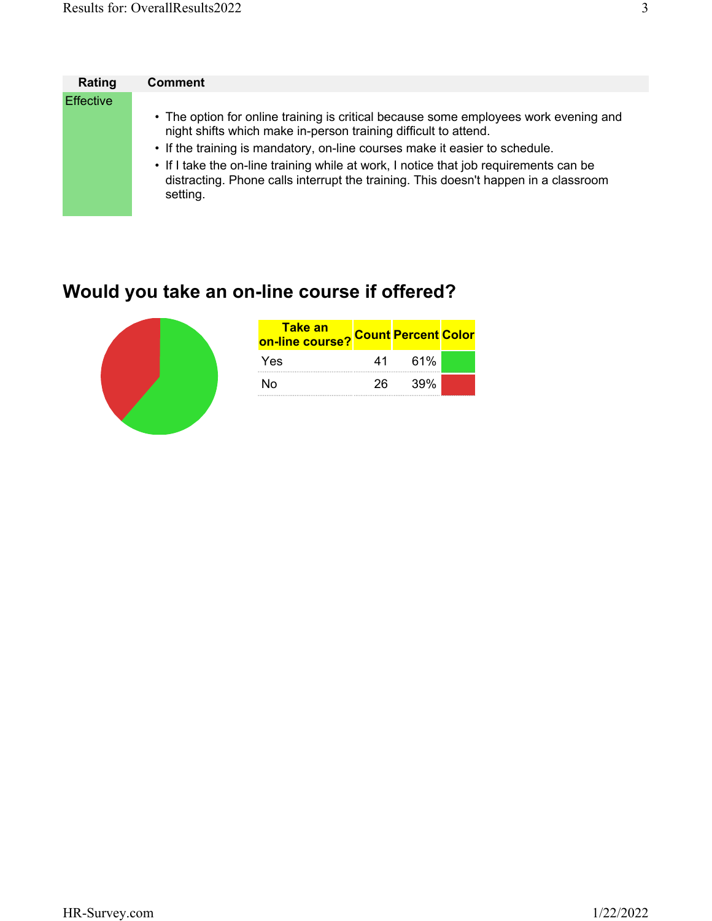| Rating | Comment |
|---|---|
| Effective | • The option for online training is critical because some employees work evening and night shifts which make in-person training difficult to attend.<br>• If the training is mandatory, on-line courses make it easier to schedule.<br>• If I take the on-line training while at work, I notice that job requirements can be distracting. Phone calls interrupt the training. This doesn't happen in a classroom setting. |

## Would you take an on-line course if offered?

| Take an on-line course? | Count | Percent | Color |
|---|---|---|---|
| Yes | 41 | 61% | |
| No | 26 | 39% | |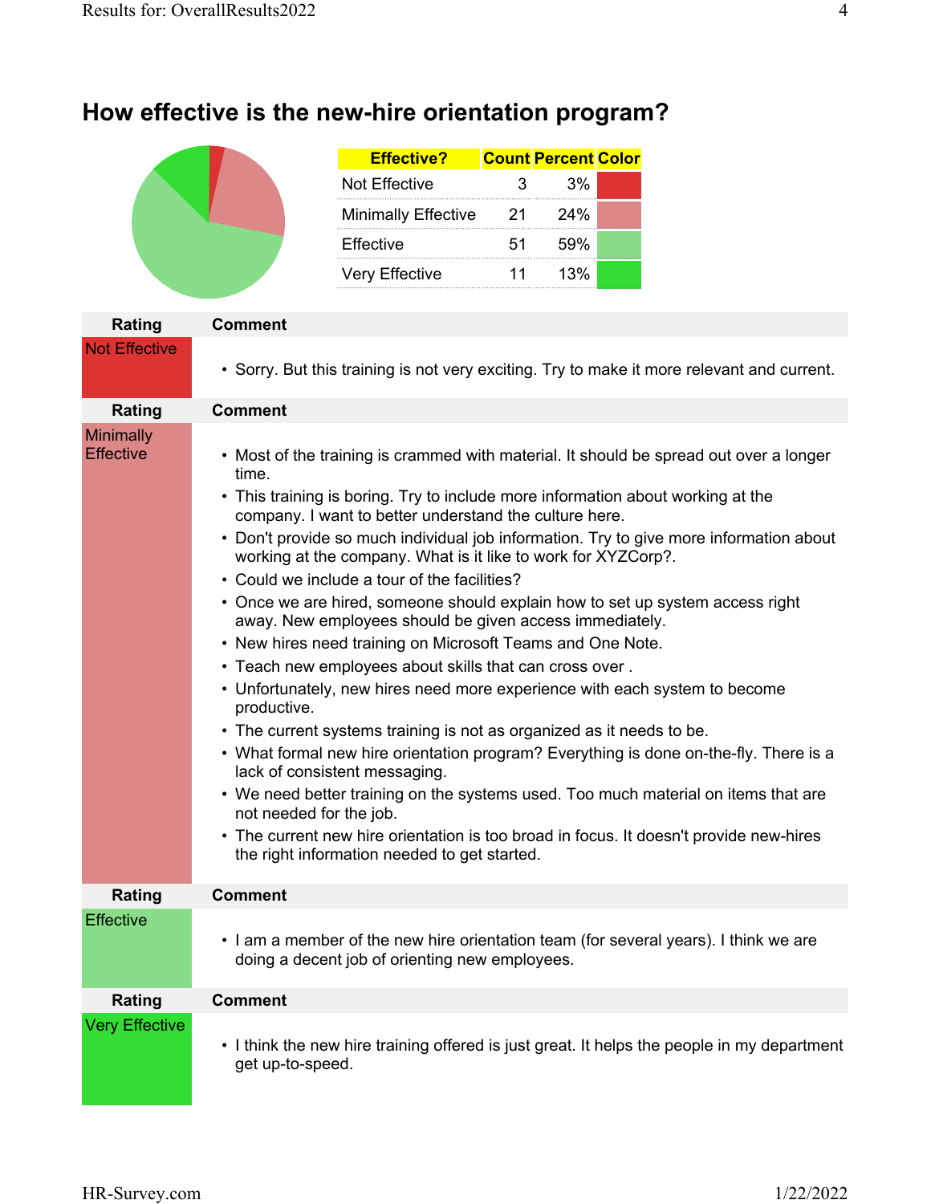## How effective is the new-hire orientation program?

| Effective? | Count | Percent | Color |
| --- | --- | --- | --- |
| Not Effective | 3 | 3% | |
| Minimally Effective | 21 | 24% | |
| Effective | 51 | 59% | |
| Very Effective | 11 | 13% | |

| Rating | Comment |
| --- | --- |
| Not Effective | • Sorry. But this training is not very exciting. Try to make it more relevant and current. |

| Rating | Comment |
| --- | --- |
| Minimally Effective | • Most of the training is crammed with material. It should be spread out over a longer time.<br>• This training is boring. Try to include more information about working at the company. I want to better understand the culture here.<br>• Don't provide so much individual job information. Try to give more information about working at the company. What is it like to work for XYZCorp?.<br>• Could we include a tour of the facilities?<br>• Once we are hired, someone should explain how to set up system access right away. New employees should be given access immediately.<br>• New hires need training on Microsoft Teams and One Note.<br>• Teach new employees about skills that can cross over .<br>• Unfortunately, new hires need more experience with each system to become productive.<br>• The current systems training is not as organized as it needs to be.<br>• What formal new hire orientation program? Everything is done on-the-fly. There is a lack of consistent messaging.<br>• We need better training on the systems used. Too much material on items that are not needed for the job.<br>• The current new hire orientation is too broad in focus. It doesn't provide new-hires the right information needed to get started. |

| Rating | Comment |
| --- | --- |
| Effective | • I am a member of the new hire orientation team (for several years). I think we are doing a decent job of orienting new employees. |

| Rating | Comment |
| --- | --- |
| Very Effective | • I think the new hire training offered is just great. It helps the people in my department get up-to-speed. |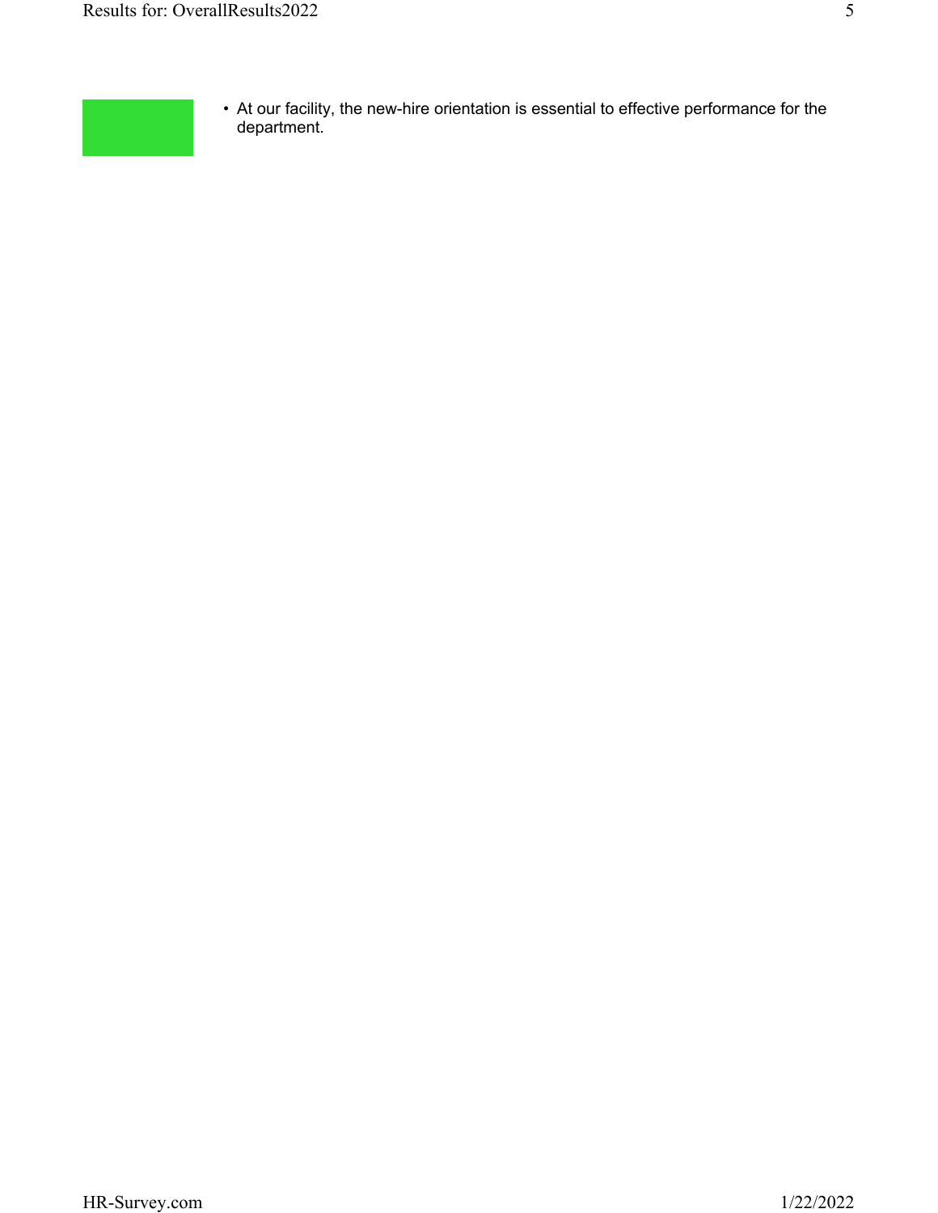- At our facility, the new-hire orientation is essential to effective performance for the department.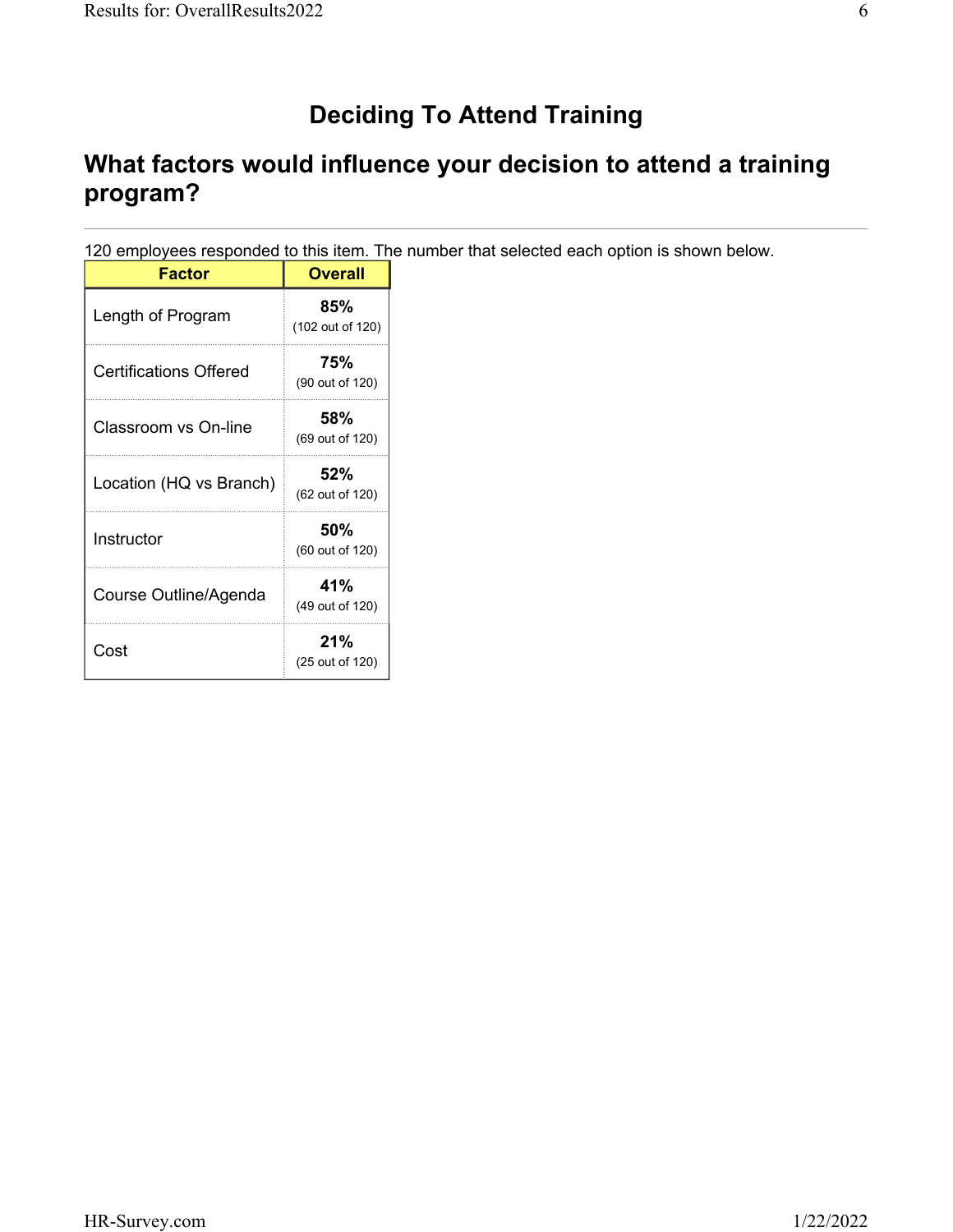# Deciding To Attend Training

## What factors would influence your decision to attend a training program?

120 employees responded to this item. The number that selected each option is shown below.

| Factor | Overall |
|---|---|
| Length of Program | **85%** (102 out of 120) |
| Certifications Offered | **75%** (90 out of 120) |
| Classroom vs On-line | **58%** (69 out of 120) |
| Location (HQ vs Branch) | **52%** (62 out of 120) |
| Instructor | **50%** (60 out of 120) |
| Course Outline/Agenda | **41%** (49 out of 120) |
| Cost | **21%** (25 out of 120) |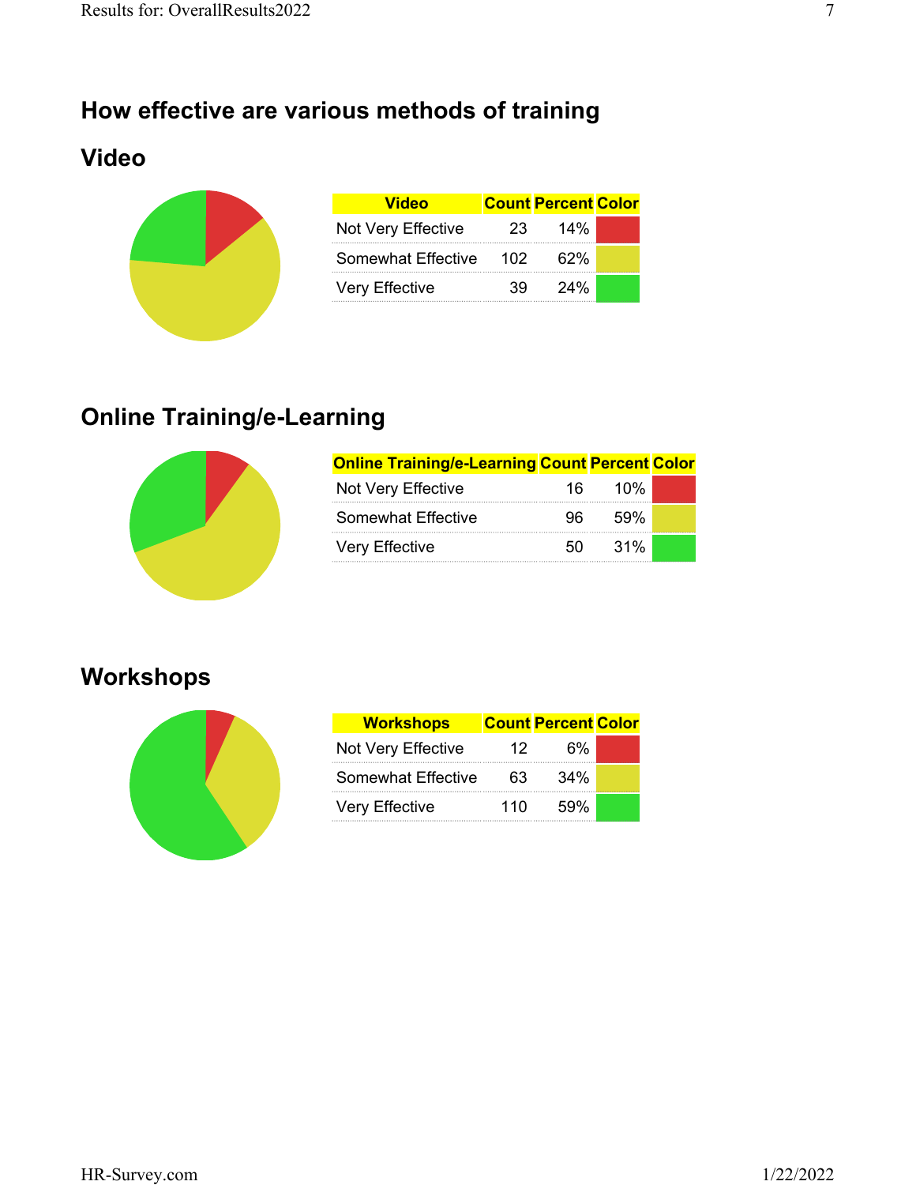## How effective are various methods of training

### Video

| Video | Count | Percent | Color |
| --- | --- | --- | --- |
| Not Very Effective | 23 | 14% | |
| Somewhat Effective | 102 | 62% | |
| Very Effective | 39 | 24% | |

### Online Training/e-Learning

| Online Training/e-Learning | Count | Percent | Color |
| --- | --- | --- | --- |
| Not Very Effective | 16 | 10% | |
| Somewhat Effective | 96 | 59% | |
| Very Effective | 50 | 31% | |

### Workshops

| Workshops | Count | Percent | Color |
| --- | --- | --- | --- |
| Not Very Effective | 12 | 6% | |
| Somewhat Effective | 63 | 34% | |
| Very Effective | 110 | 59% | |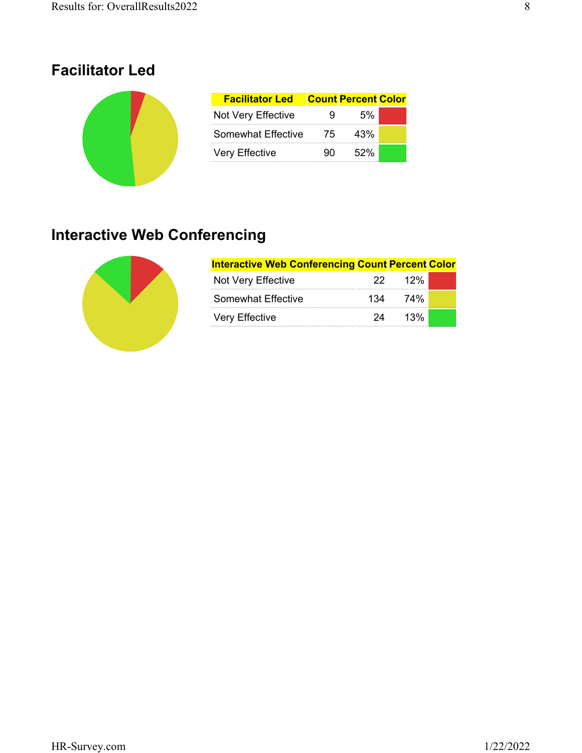## Facilitator Led

| Facilitator Led | Count | Percent | Color |
|---|---|---|---|
| Not Very Effective | 9 | 5% | |
| Somewhat Effective | 75 | 43% | |
| Very Effective | 90 | 52% | |

## Interactive Web Conferencing

| Interactive Web Conferencing | Count | Percent | Color |
|---|---|---|---|
| Not Very Effective | 22 | 12% | |
| Somewhat Effective | 134 | 74% | |
| Very Effective | 24 | 13% | |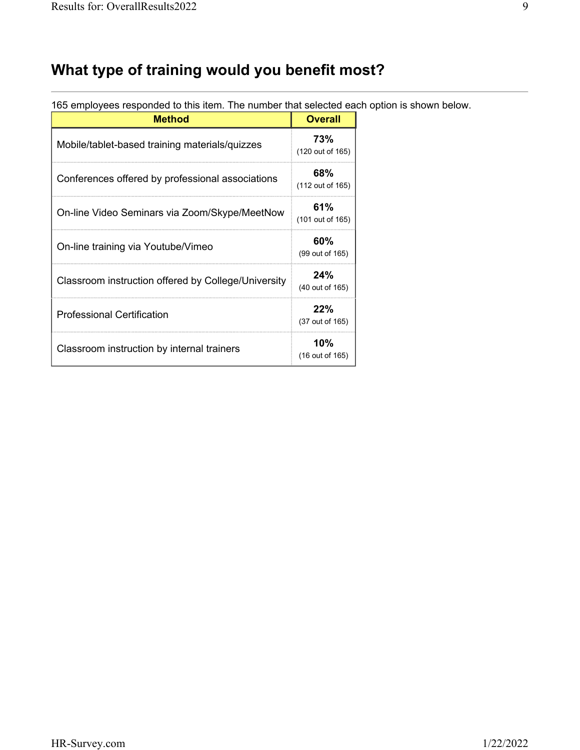## What type of training would you benefit most?

165 employees responded to this item. The number that selected each option is shown below.

| Method | Overall |
|---|---|
| Mobile/tablet-based training materials/quizzes | **73%** (120 out of 165) |
| Conferences offered by professional associations | **68%** (112 out of 165) |
| On-line Video Seminars via Zoom/Skype/MeetNow | **61%** (101 out of 165) |
| On-line training via Youtube/Vimeo | **60%** (99 out of 165) |
| Classroom instruction offered by College/University | **24%** (40 out of 165) |
| Professional Certification | **22%** (37 out of 165) |
| Classroom instruction by internal trainers | **10%** (16 out of 165) |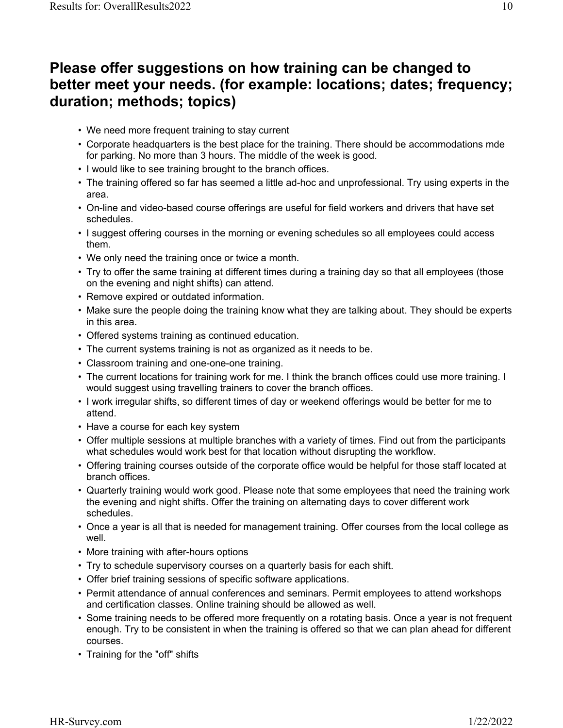## Please offer suggestions on how training can be changed to better meet your needs. (for example: locations; dates; frequency; duration; methods; topics)

- We need more frequent training to stay current
- Corporate headquarters is the best place for the training. There should be accommodations mde for parking. No more than 3 hours. The middle of the week is good.
- I would like to see training brought to the branch offices.
- The training offered so far has seemed a little ad-hoc and unprofessional. Try using experts in the area.
- On-line and video-based course offerings are useful for field workers and drivers that have set schedules.
- I suggest offering courses in the morning or evening schedules so all employees could access them.
- We only need the training once or twice a month.
- Try to offer the same training at different times during a training day so that all employees (those on the evening and night shifts) can attend.
- Remove expired or outdated information.
- Make sure the people doing the training know what they are talking about. They should be experts in this area.
- Offered systems training as continued education.
- The current systems training is not as organized as it needs to be.
- Classroom training and one-one-one training.
- The current locations for training work for me. I think the branch offices could use more training. I would suggest using travelling trainers to cover the branch offices.
- I work irregular shifts, so different times of day or weekend offerings would be better for me to attend.
- Have a course for each key system
- Offer multiple sessions at multiple branches with a variety of times. Find out from the participants what schedules would work best for that location without disrupting the workflow.
- Offering training courses outside of the corporate office would be helpful for those staff located at branch offices.
- Quarterly training would work good. Please note that some employees that need the training work the evening and night shifts. Offer the training on alternating days to cover different work schedules.
- Once a year is all that is needed for management training. Offer courses from the local college as well.
- More training with after-hours options
- Try to schedule supervisory courses on a quarterly basis for each shift.
- Offer brief training sessions of specific software applications.
- Permit attendance of annual conferences and seminars. Permit employees to attend workshops and certification classes. Online training should be allowed as well.
- Some training needs to be offered more frequently on a rotating basis. Once a year is not frequent enough. Try to be consistent in when the training is offered so that we can plan ahead for different courses.
- Training for the "off" shifts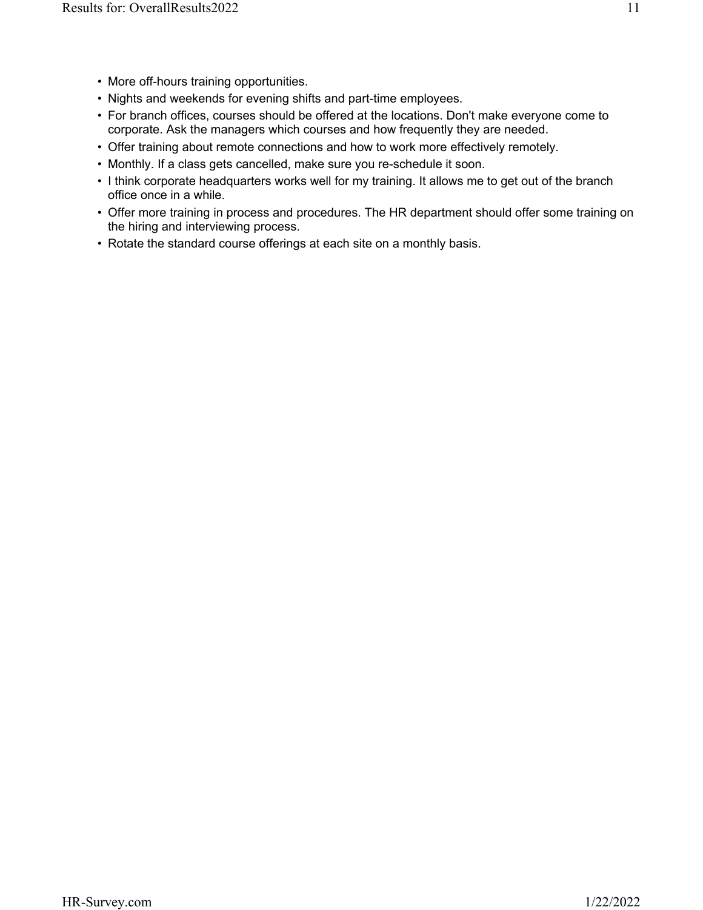- More off-hours training opportunities.
- Nights and weekends for evening shifts and part-time employees.
- For branch offices, courses should be offered at the locations. Don't make everyone come to corporate. Ask the managers which courses and how frequently they are needed.
- Offer training about remote connections and how to work more effectively remotely.
- Monthly. If a class gets cancelled, make sure you re-schedule it soon.
- I think corporate headquarters works well for my training. It allows me to get out of the branch office once in a while.
- Offer more training in process and procedures. The HR department should offer some training on the hiring and interviewing process.
- Rotate the standard course offerings at each site on a monthly basis.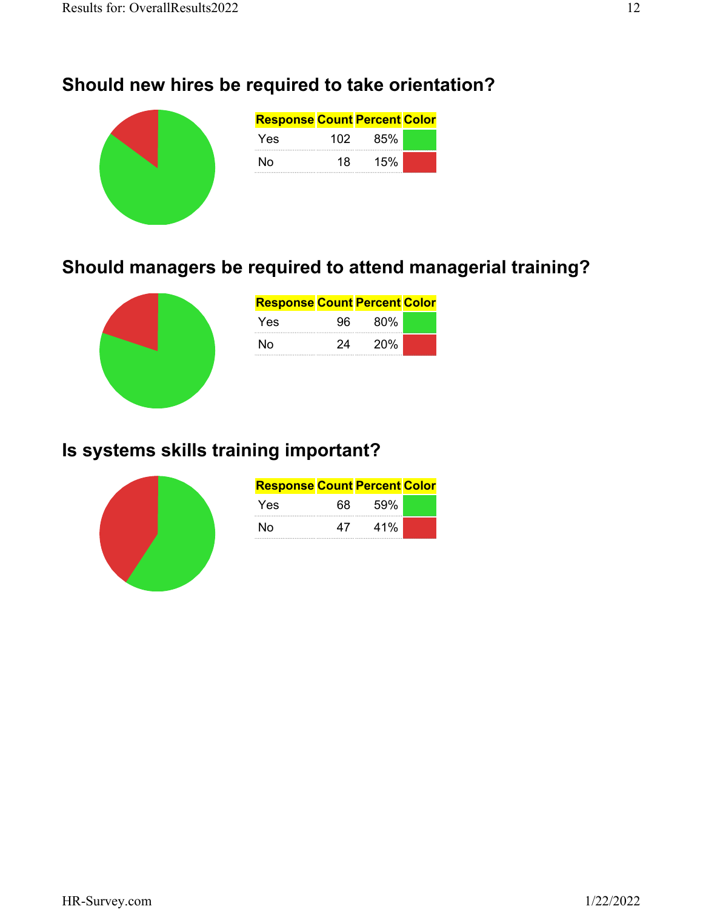## Should new hires be required to take orientation?

| Response | Count | Percent | Color |
|---|---|---|---|
| Yes | 102 | 85% | |
| No | 18 | 15% | |

## Should managers be required to attend managerial training?

| Response | Count | Percent | Color |
|---|---|---|---|
| Yes | 96 | 80% | |
| No | 24 | 20% | |

## Is systems skills training important?

| Response | Count | Percent | Color |
|---|---|---|---|
| Yes | 68 | 59% | |
| No | 47 | 41% | |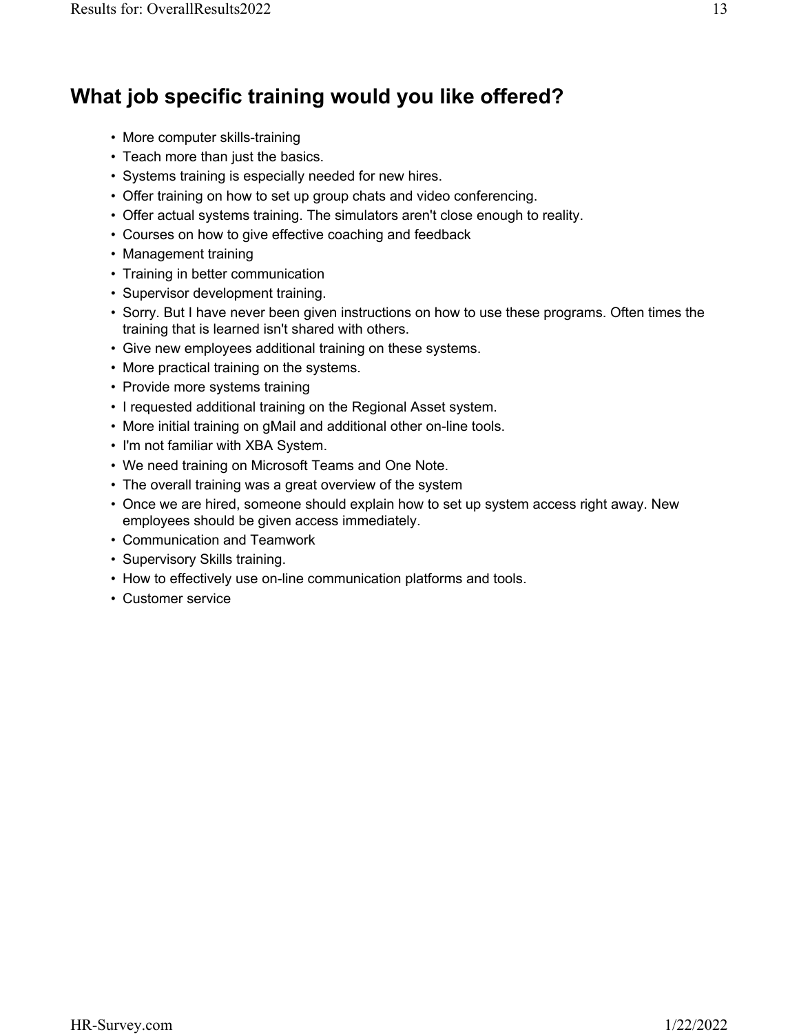## What job specific training would you like offered?

- More computer skills-training
- Teach more than just the basics.
- Systems training is especially needed for new hires.
- Offer training on how to set up group chats and video conferencing.
- Offer actual systems training. The simulators aren't close enough to reality.
- Courses on how to give effective coaching and feedback
- Management training
- Training in better communication
- Supervisor development training.
- Sorry. But I have never been given instructions on how to use these programs. Often times the training that is learned isn't shared with others.
- Give new employees additional training on these systems.
- More practical training on the systems.
- Provide more systems training
- I requested additional training on the Regional Asset system.
- More initial training on gMail and additional other on-line tools.
- I'm not familiar with XBA System.
- We need training on Microsoft Teams and One Note.
- The overall training was a great overview of the system
- Once we are hired, someone should explain how to set up system access right away. New employees should be given access immediately.
- Communication and Teamwork
- Supervisory Skills training.
- How to effectively use on-line communication platforms and tools.
- Customer service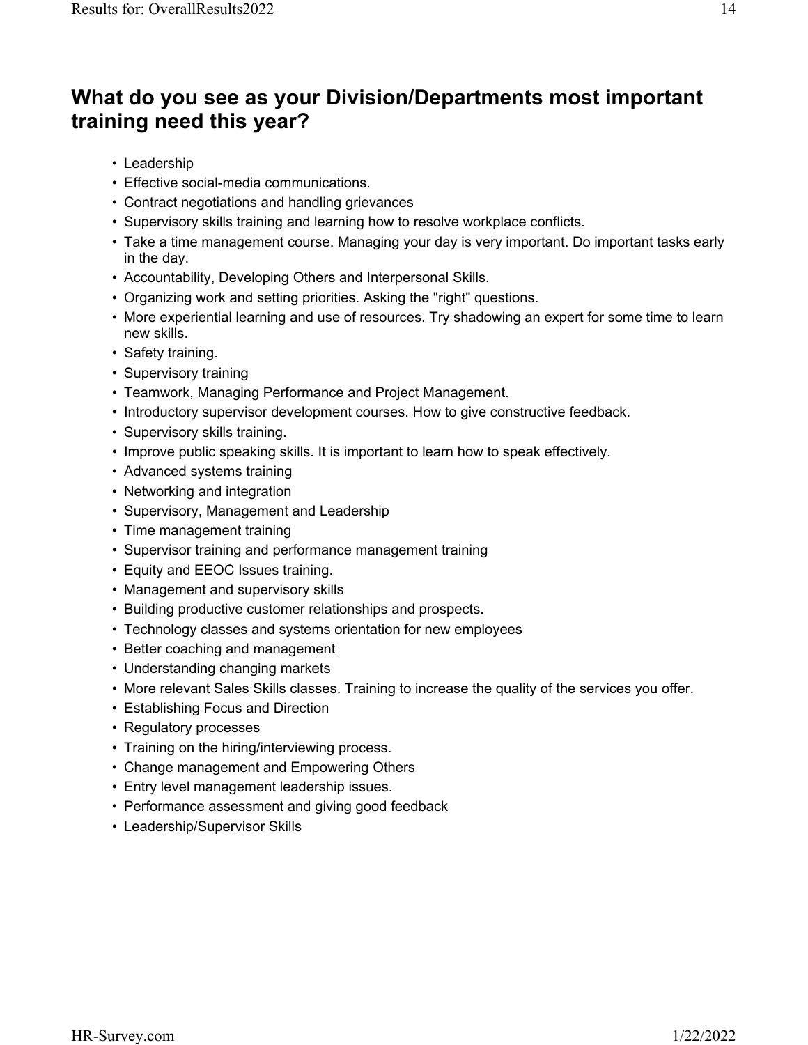## What do you see as your Division/Departments most important training need this year?

- Leadership
- Effective social-media communications.
- Contract negotiations and handling grievances
- Supervisory skills training and learning how to resolve workplace conflicts.
- Take a time management course. Managing your day is very important. Do important tasks early in the day.
- Accountability, Developing Others and Interpersonal Skills.
- Organizing work and setting priorities. Asking the "right" questions.
- More experiential learning and use of resources. Try shadowing an expert for some time to learn new skills.
- Safety training.
- Supervisory training
- Teamwork, Managing Performance and Project Management.
- Introductory supervisor development courses. How to give constructive feedback.
- Supervisory skills training.
- Improve public speaking skills. It is important to learn how to speak effectively.
- Advanced systems training
- Networking and integration
- Supervisory, Management and Leadership
- Time management training
- Supervisor training and performance management training
- Equity and EEOC Issues training.
- Management and supervisory skills
- Building productive customer relationships and prospects.
- Technology classes and systems orientation for new employees
- Better coaching and management
- Understanding changing markets
- More relevant Sales Skills classes. Training to increase the quality of the services you offer.
- Establishing Focus and Direction
- Regulatory processes
- Training on the hiring/interviewing process.
- Change management and Empowering Others
- Entry level management leadership issues.
- Performance assessment and giving good feedback
- Leadership/Supervisor Skills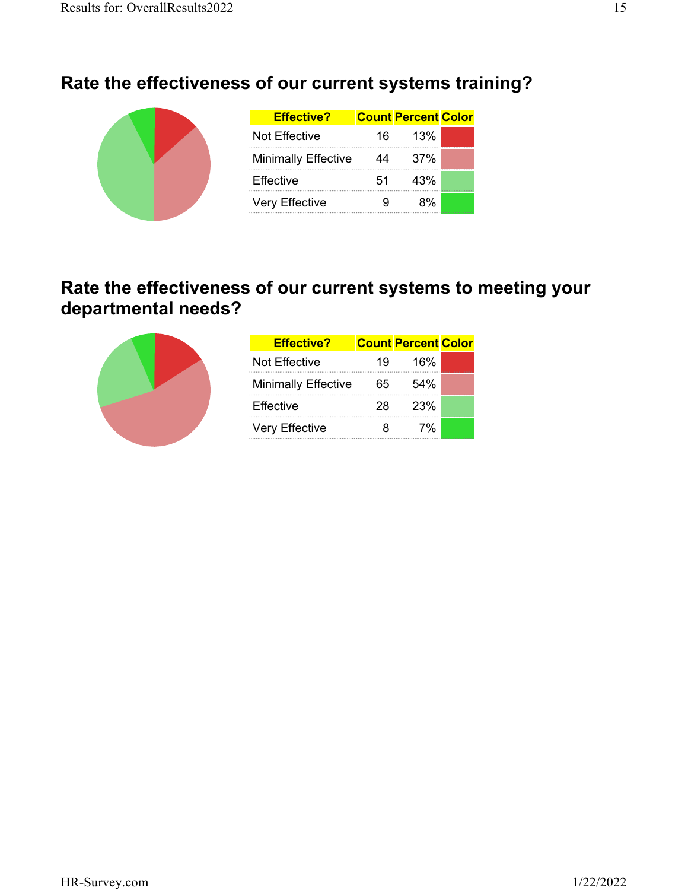## Rate the effectiveness of our current systems training?

| Effective? | Count | Percent | Color |
|---|---|---|---|
| Not Effective | 16 | 13% | |
| Minimally Effective | 44 | 37% | |
| Effective | 51 | 43% | |
| Very Effective | 9 | 8% | |

## Rate the effectiveness of our current systems to meeting your departmental needs?

| Effective? | Count | Percent | Color |
|---|---|---|---|
| Not Effective | 19 | 16% | |
| Minimally Effective | 65 | 54% | |
| Effective | 28 | 23% | |
| Very Effective | 8 | 7% | |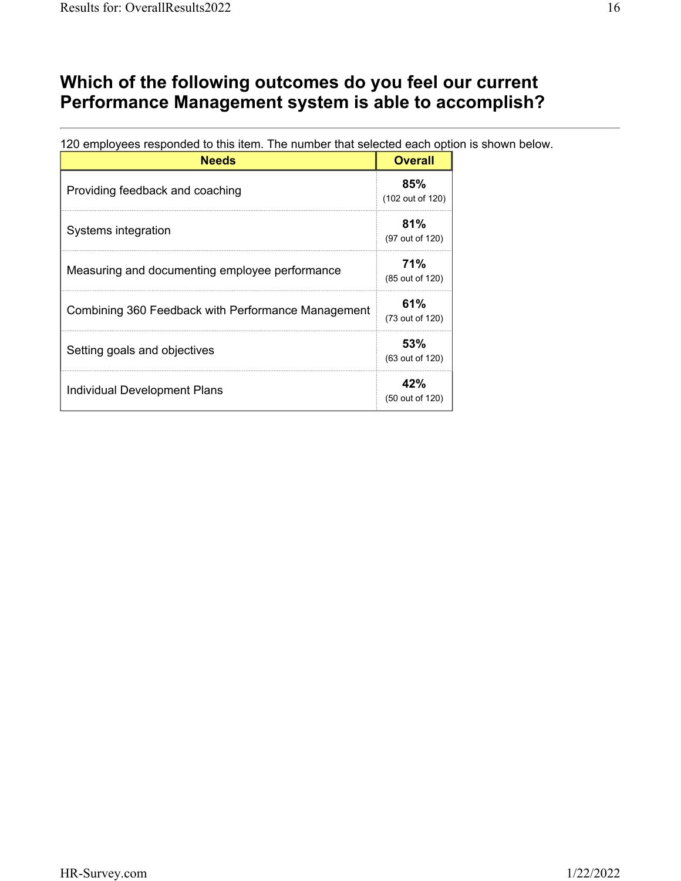## Which of the following outcomes do you feel our current Performance Management system is able to accomplish?

120 employees responded to this item. The number that selected each option is shown below.

| Needs | Overall |
|---|---|
| Providing feedback and coaching | **85%** (102 out of 120) |
| Systems integration | **81%** (97 out of 120) |
| Measuring and documenting employee performance | **71%** (85 out of 120) |
| Combining 360 Feedback with Performance Management | **61%** (73 out of 120) |
| Setting goals and objectives | **53%** (63 out of 120) |
| Individual Development Plans | **42%** (50 out of 120) |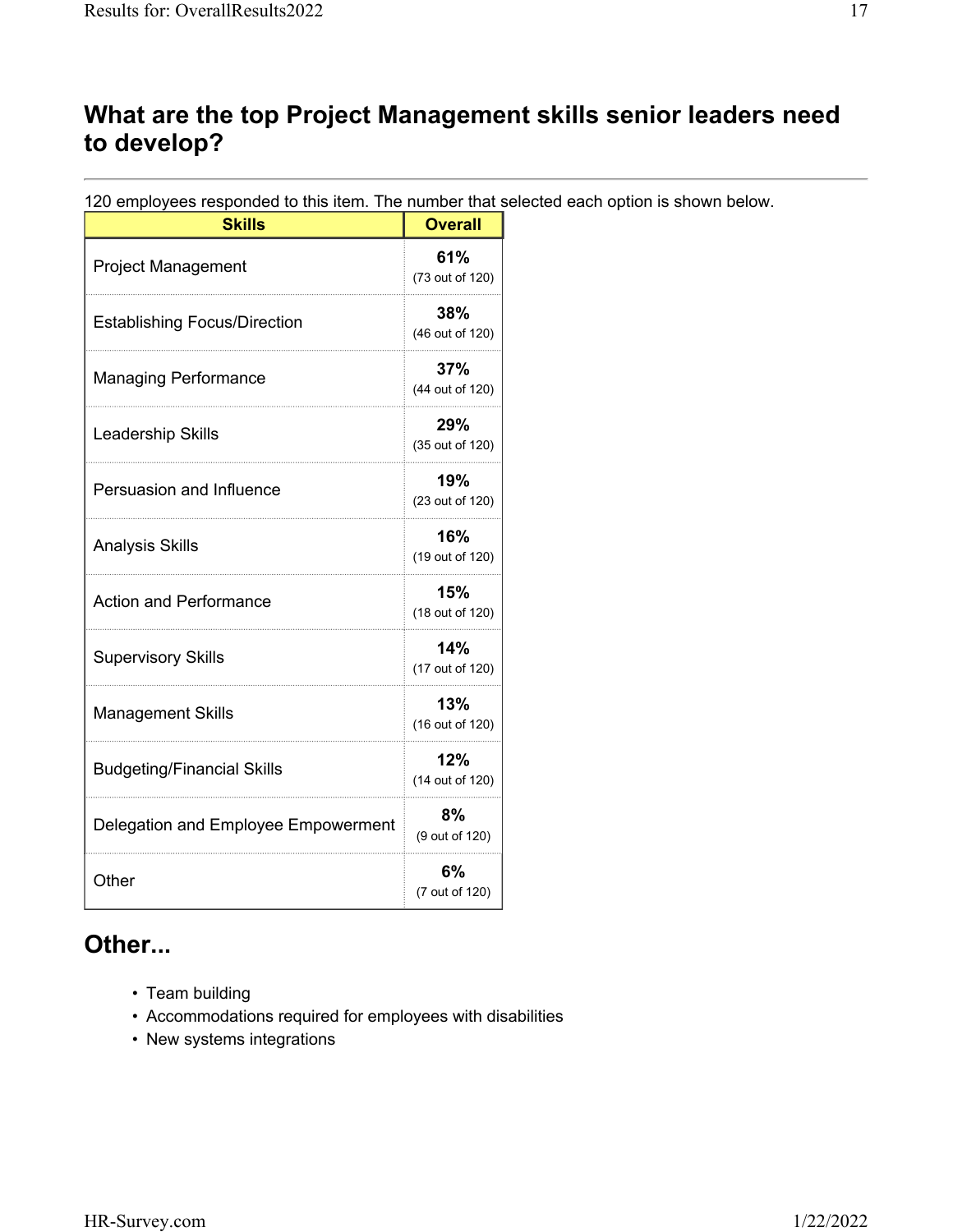## What are the top Project Management skills senior leaders need to develop?

120 employees responded to this item. The number that selected each option is shown below.

| Skills | Overall |
|---|---|
| Project Management | **61%** (73 out of 120) |
| Establishing Focus/Direction | **38%** (46 out of 120) |
| Managing Performance | **37%** (44 out of 120) |
| Leadership Skills | **29%** (35 out of 120) |
| Persuasion and Influence | **19%** (23 out of 120) |
| Analysis Skills | **16%** (19 out of 120) |
| Action and Performance | **15%** (18 out of 120) |
| Supervisory Skills | **14%** (17 out of 120) |
| Management Skills | **13%** (16 out of 120) |
| Budgeting/Financial Skills | **12%** (14 out of 120) |
| Delegation and Employee Empowerment | **8%** (9 out of 120) |
| Other | **6%** (7 out of 120) |

## Other...

- Team building
- Accommodations required for employees with disabilities
- New systems integrations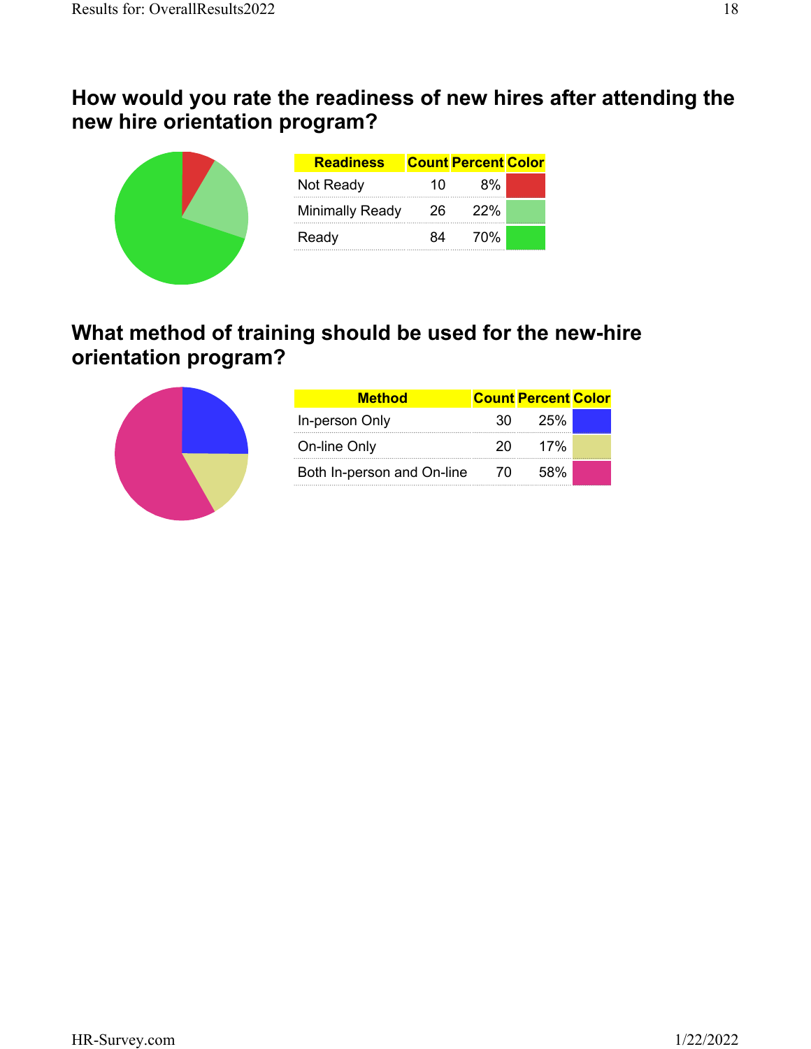## How would you rate the readiness of new hires after attending the new hire orientation program?

| Readiness | Count | Percent | Color |
|---|---|---|---|
| Not Ready | 10 | 8% | |
| Minimally Ready | 26 | 22% | |
| Ready | 84 | 70% | |

## What method of training should be used for the new-hire orientation program?

| Method | Count | Percent | Color |
|---|---|---|---|
| In-person Only | 30 | 25% | |
| On-line Only | 20 | 17% | |
| Both In-person and On-line | 70 | 58% | |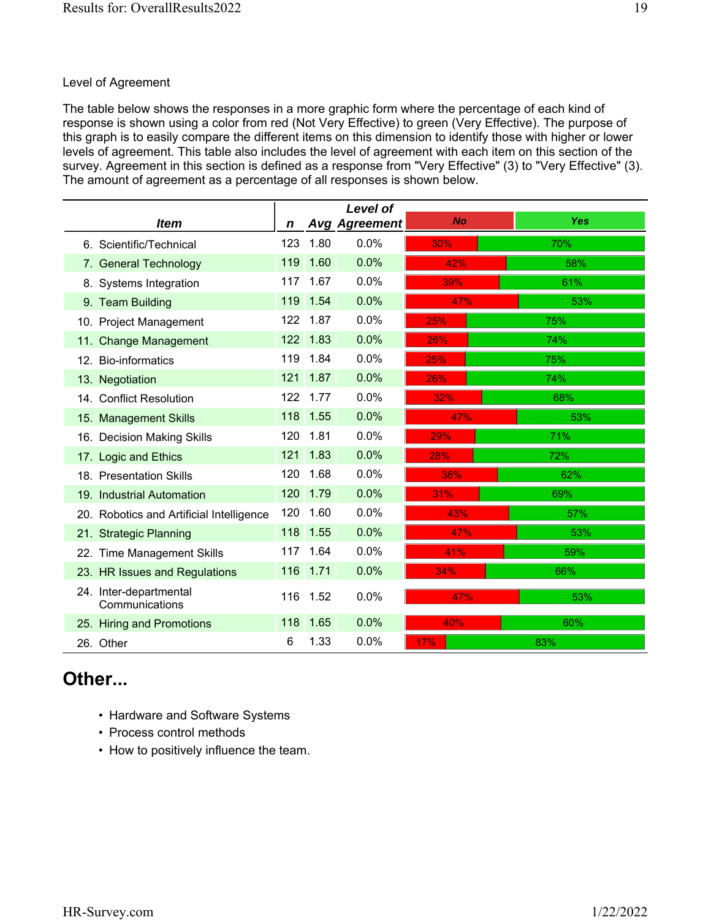Level of Agreement

The table below shows the responses in a more graphic form where the percentage of each kind of response is shown using a color from red (Not Very Effective) to green (Very Effective). The purpose of this graph is to easily compare the different items on this dimension to identify those with higher or lower levels of agreement. This table also includes the level of agreement with each item on this section of the survey. Agreement in this section is defined as a response from "Very Effective" (3) to "Very Effective" (3). The amount of agreement as a percentage of all responses is shown below.

| *Item* | *n* | *Avg* | *Level of Agreement* | *No* | *Yes* |
|---|---|---|---|---|---|
| 6. Scientific/Technical | 123 | 1.80 | 0.0% | 30% | 70% |
| 7. General Technology | 119 | 1.60 | 0.0% | 42% | 58% |
| 8. Systems Integration | 117 | 1.67 | 0.0% | 39% | 61% |
| 9. Team Building | 119 | 1.54 | 0.0% | 47% | 53% |
| 10. Project Management | 122 | 1.87 | 0.0% | 25% | 75% |
| 11. Change Management | 122 | 1.83 | 0.0% | 26% | 74% |
| 12. Bio-informatics | 119 | 1.84 | 0.0% | 25% | 75% |
| 13. Negotiation | 121 | 1.87 | 0.0% | 26% | 74% |
| 14. Conflict Resolution | 122 | 1.77 | 0.0% | 32% | 68% |
| 15. Management Skills | 118 | 1.55 | 0.0% | 47% | 53% |
| 16. Decision Making Skills | 120 | 1.81 | 0.0% | 29% | 71% |
| 17. Logic and Ethics | 121 | 1.83 | 0.0% | 28% | 72% |
| 18. Presentation Skills | 120 | 1.68 | 0.0% | 38% | 62% |
| 19. Industrial Automation | 120 | 1.79 | 0.0% | 31% | 69% |
| 20. Robotics and Artificial Intelligence | 120 | 1.60 | 0.0% | 43% | 57% |
| 21. Strategic Planning | 118 | 1.55 | 0.0% | 47% | 53% |
| 22. Time Management Skills | 117 | 1.64 | 0.0% | 41% | 59% |
| 23. HR Issues and Regulations | 116 | 1.71 | 0.0% | 34% | 66% |
| 24. Inter-departmental Communications | 116 | 1.52 | 0.0% | 47% | 53% |
| 25. Hiring and Promotions | 118 | 1.65 | 0.0% | 40% | 60% |
| 26. Other | 6 | 1.33 | 0.0% | 17% | 83% |

## Other...

- Hardware and Software Systems
- Process control methods
- How to positively influence the team.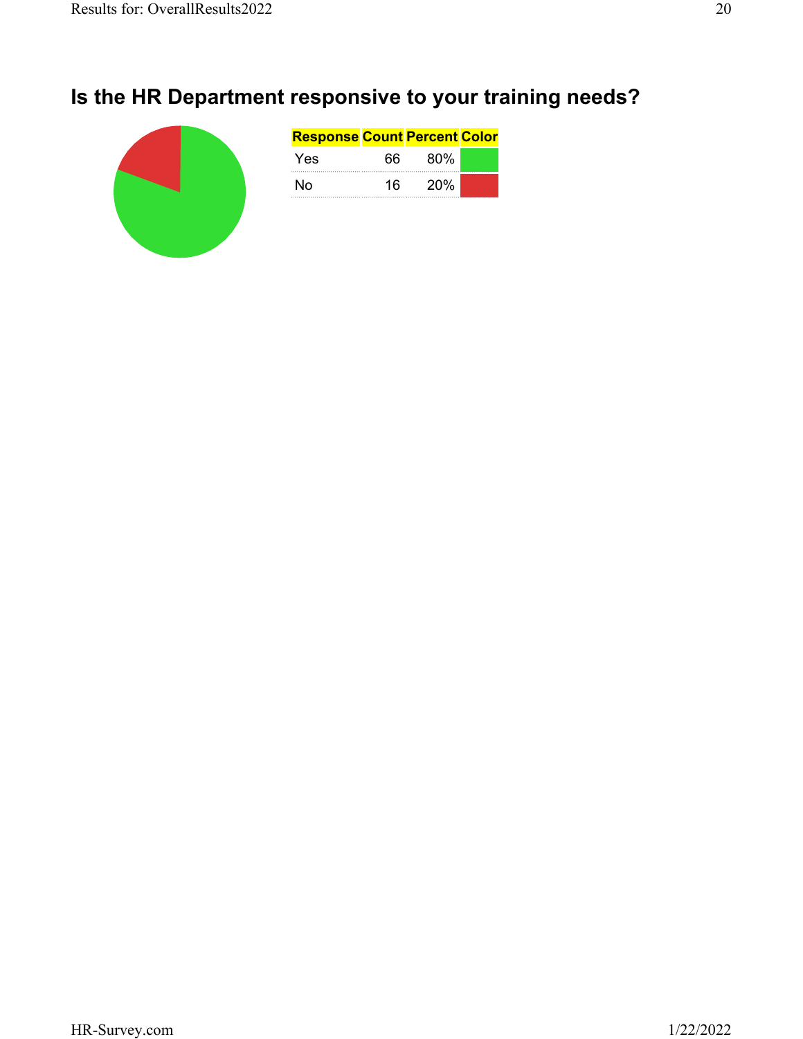## Is the HR Department responsive to your training needs?

| Response | Count | Percent | Color |
|---|---|---|---|
| Yes | 66 | 80% | |
| No | 16 | 20% | |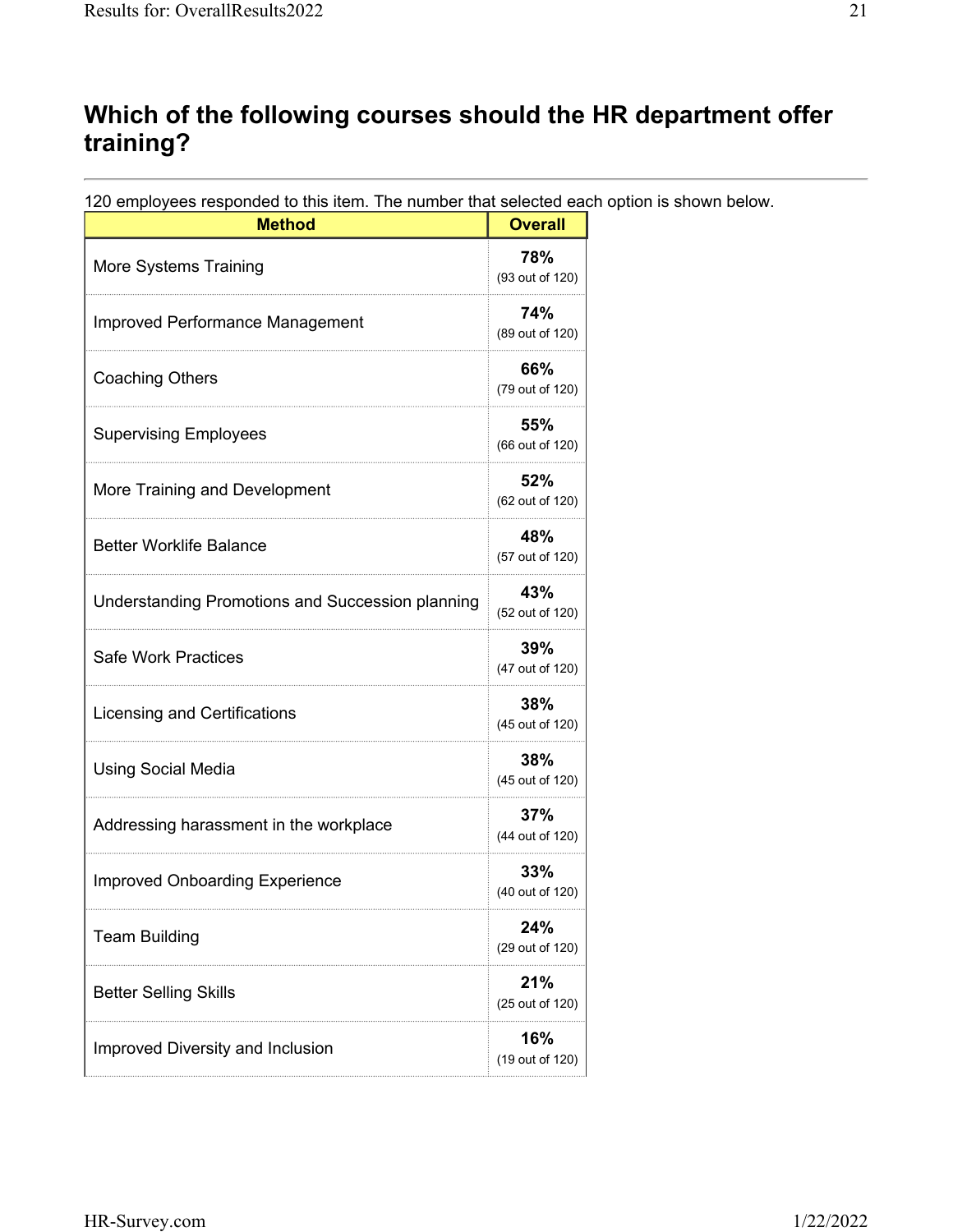## Which of the following courses should the HR department offer training?

120 employees responded to this item. The number that selected each option is shown below.

| Method | Overall |
|---|---|
| More Systems Training | **78%** (93 out of 120) |
| Improved Performance Management | **74%** (89 out of 120) |
| Coaching Others | **66%** (79 out of 120) |
| Supervising Employees | **55%** (66 out of 120) |
| More Training and Development | **52%** (62 out of 120) |
| Better Worklife Balance | **48%** (57 out of 120) |
| Understanding Promotions and Succession planning | **43%** (52 out of 120) |
| Safe Work Practices | **39%** (47 out of 120) |
| Licensing and Certifications | **38%** (45 out of 120) |
| Using Social Media | **38%** (45 out of 120) |
| Addressing harassment in the workplace | **37%** (44 out of 120) |
| Improved Onboarding Experience | **33%** (40 out of 120) |
| Team Building | **24%** (29 out of 120) |
| Better Selling Skills | **21%** (25 out of 120) |
| Improved Diversity and Inclusion | **16%** (19 out of 120) |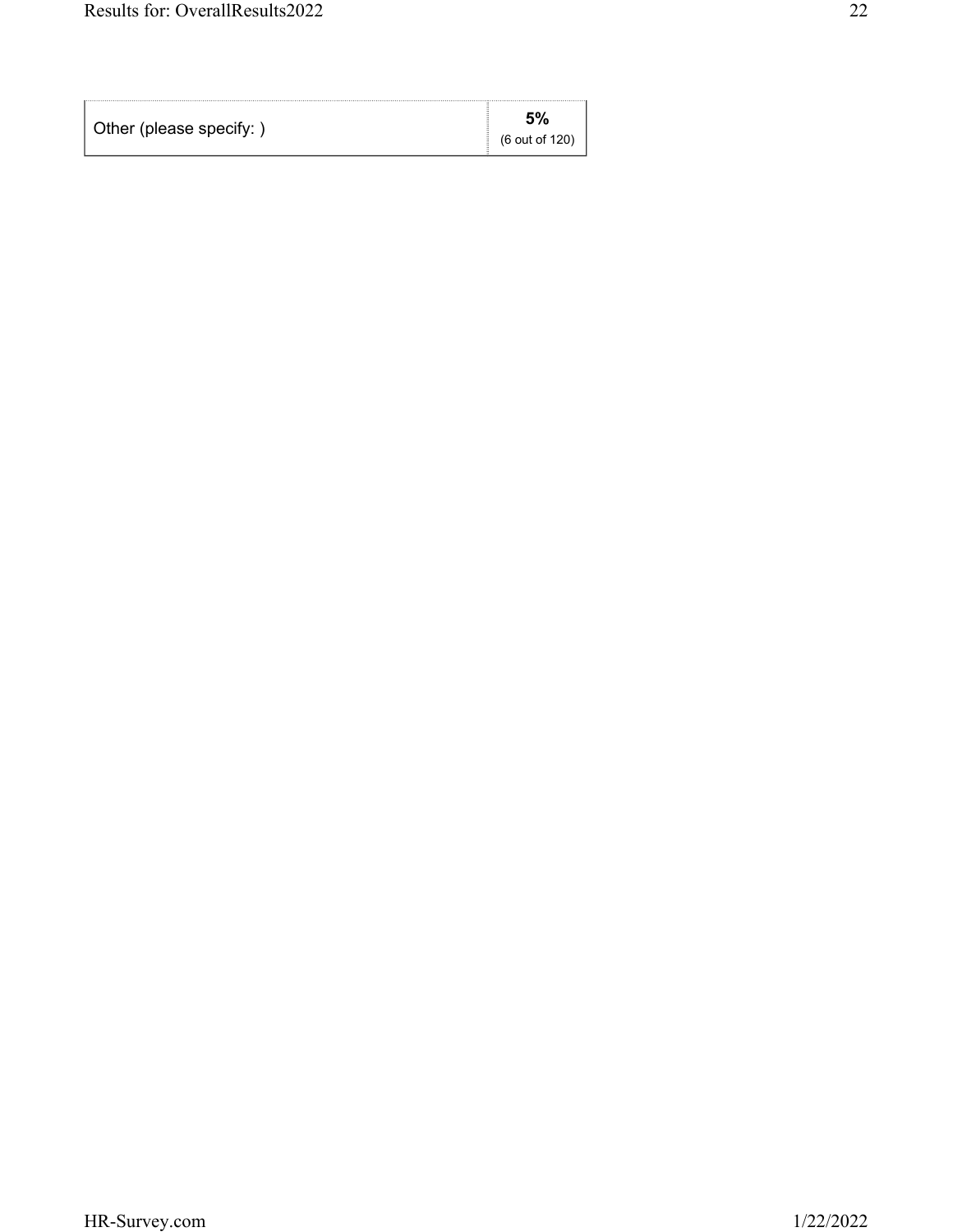| Other (please specify: ) | **5%** (6 out of 120) |
|---|---|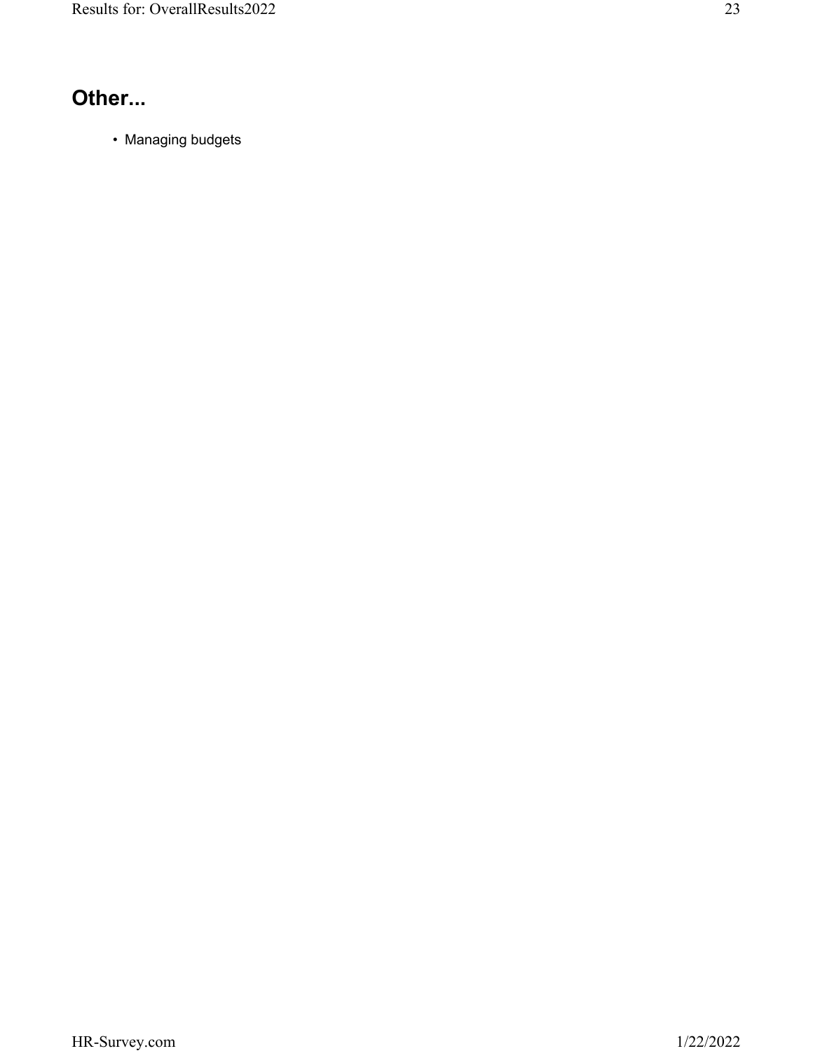## Other...

- Managing budgets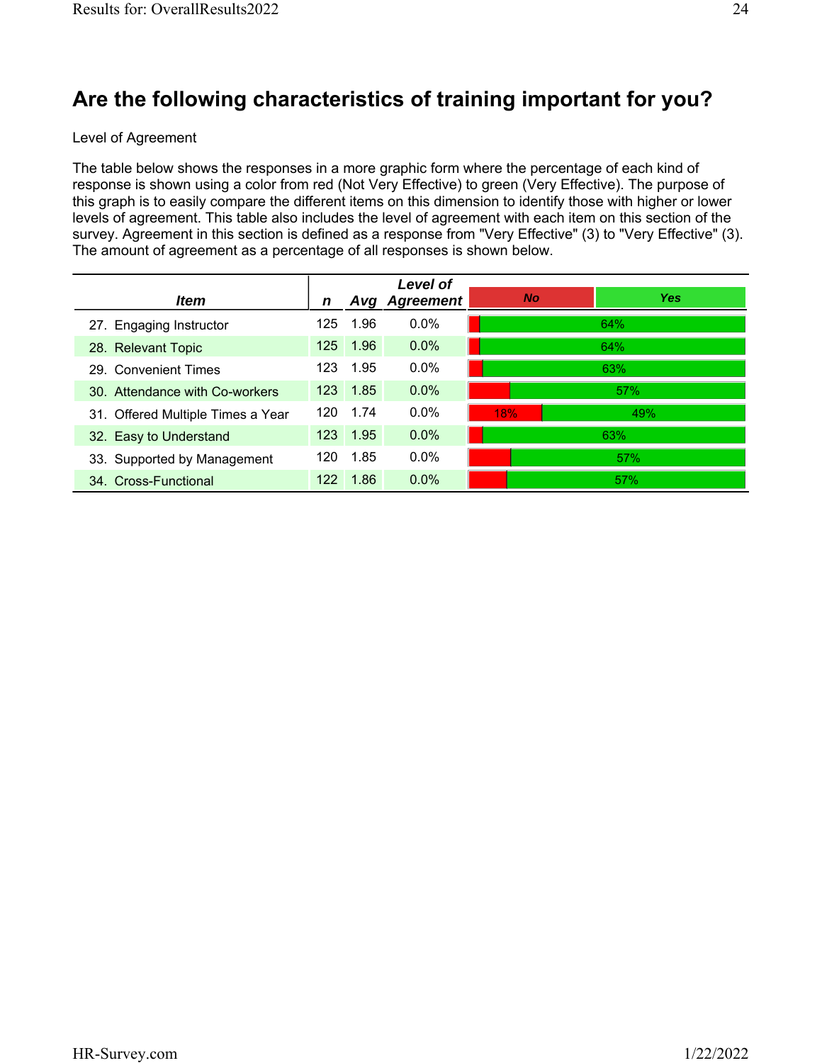# Are the following characteristics of training important for you?

Level of Agreement

The table below shows the responses in a more graphic form where the percentage of each kind of response is shown using a color from red (Not Very Effective) to green (Very Effective). The purpose of this graph is to easily compare the different items on this dimension to identify those with higher or lower levels of agreement. This table also includes the level of agreement with each item on this section of the survey. Agreement in this section is defined as a response from "Very Effective" (3) to "Very Effective" (3). The amount of agreement as a percentage of all responses is shown below.

| Item | n | Avg | Level of Agreement | No | Yes |
|---|---|---|---|---|---|
| 27. Engaging Instructor | 125 | 1.96 | 0.0% | | 64% |
| 28. Relevant Topic | 125 | 1.96 | 0.0% | | 64% |
| 29. Convenient Times | 123 | 1.95 | 0.0% | | 63% |
| 30. Attendance with Co-workers | 123 | 1.85 | 0.0% | | 57% |
| 31. Offered Multiple Times a Year | 120 | 1.74 | 0.0% | 18% | 49% |
| 32. Easy to Understand | 123 | 1.95 | 0.0% | | 63% |
| 33. Supported by Management | 120 | 1.85 | 0.0% | | 57% |
| 34. Cross-Functional | 122 | 1.86 | 0.0% | | 57% |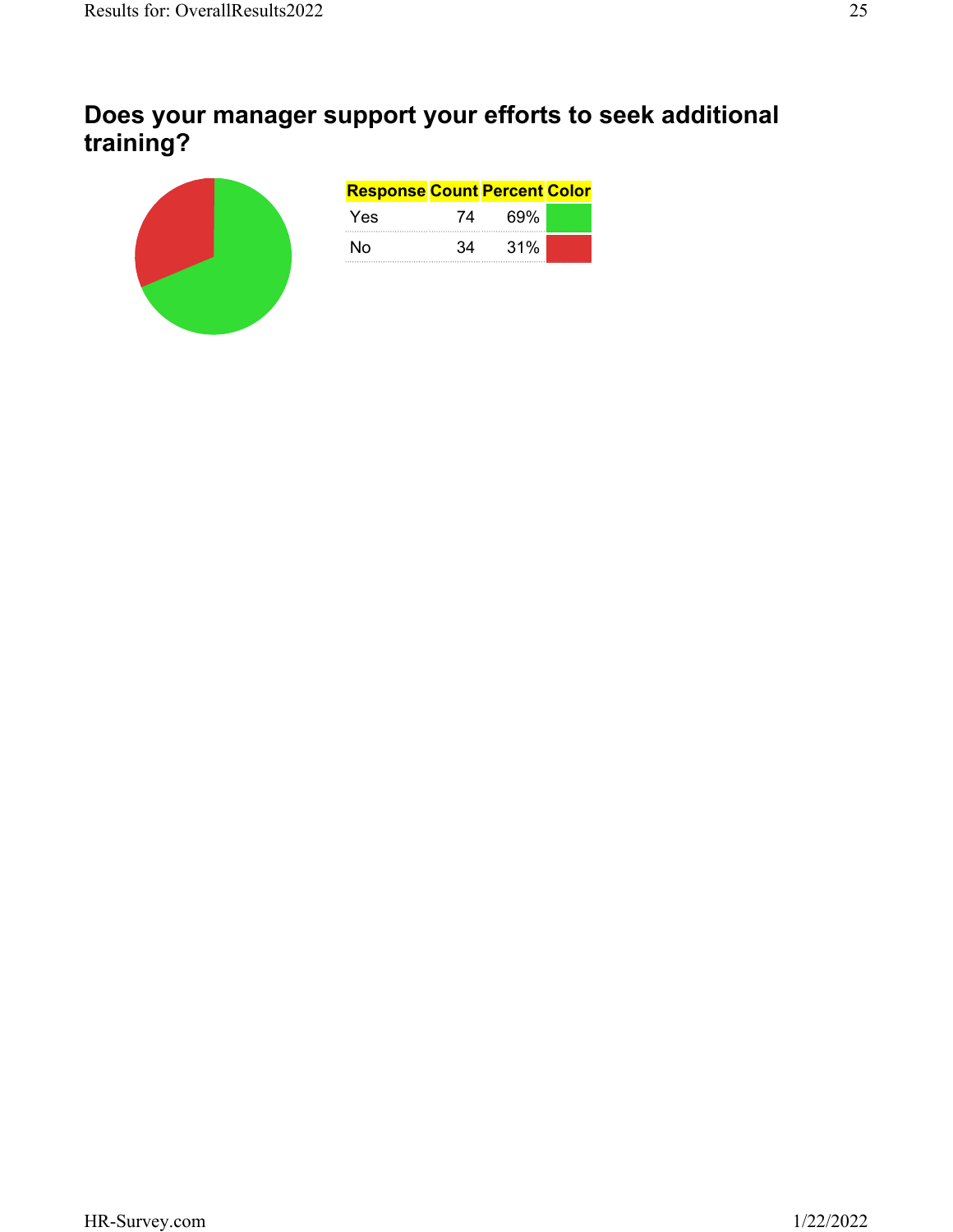## Does your manager support your efforts to seek additional training?

| Response | Count | Percent | Color |
|---|---|---|---|
| Yes | 74 | 69% | |
| No | 34 | 31% | |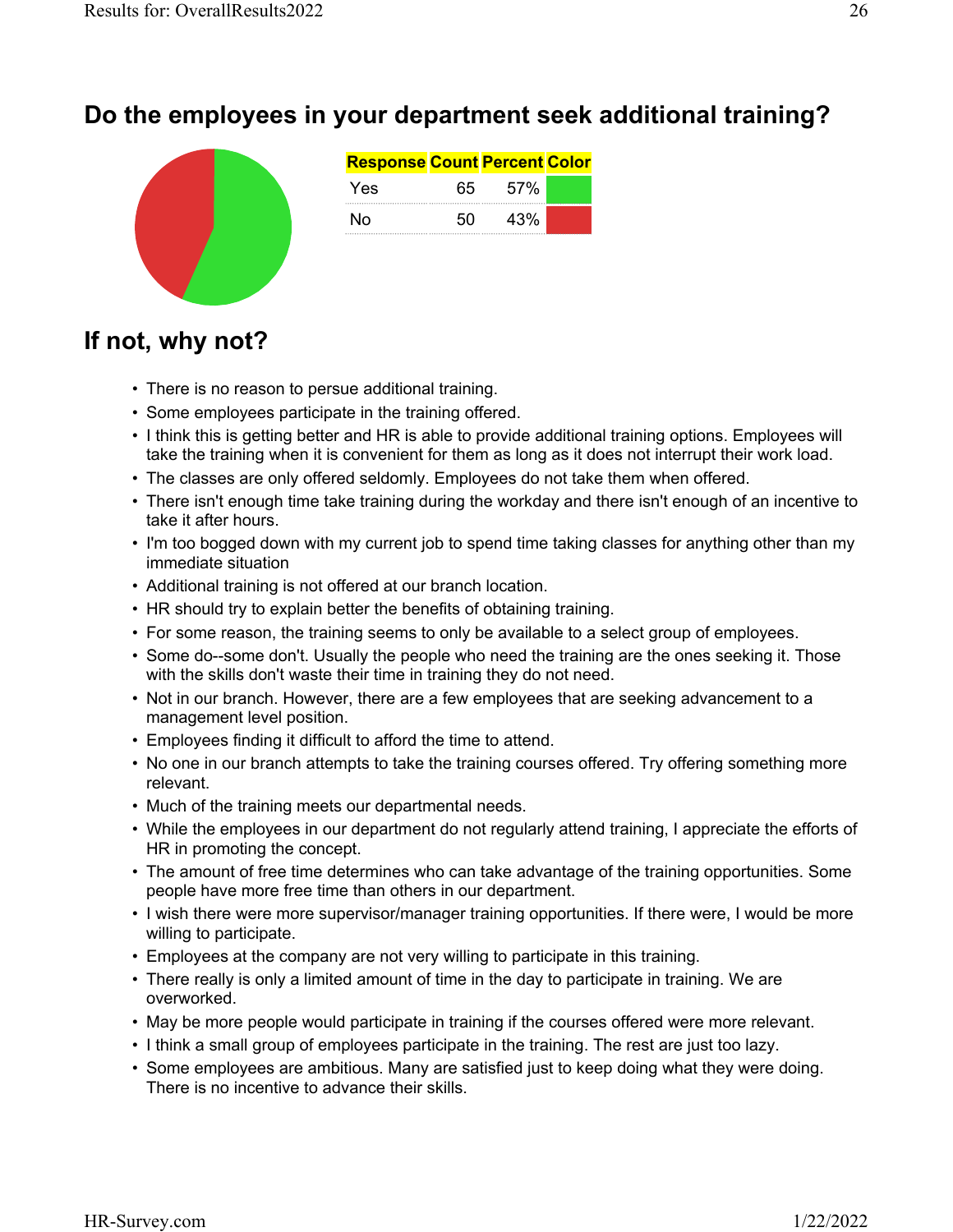## Do the employees in your department seek additional training?

| Response | Count | Percent | Color |
|---|---|---|---|
| Yes | 65 | 57% | |
| No | 50 | 43% | |

## If not, why not?

- There is no reason to persue additional training.
- Some employees participate in the training offered.
- I think this is getting better and HR is able to provide additional training options. Employees will take the training when it is convenient for them as long as it does not interrupt their work load.
- The classes are only offered seldomly. Employees do not take them when offered.
- There isn't enough time take training during the workday and there isn't enough of an incentive to take it after hours.
- I'm too bogged down with my current job to spend time taking classes for anything other than my immediate situation
- Additional training is not offered at our branch location.
- HR should try to explain better the benefits of obtaining training.
- For some reason, the training seems to only be available to a select group of employees.
- Some do--some don't. Usually the people who need the training are the ones seeking it. Those with the skills don't waste their time in training they do not need.
- Not in our branch. However, there are a few employees that are seeking advancement to a management level position.
- Employees finding it difficult to afford the time to attend.
- No one in our branch attempts to take the training courses offered. Try offering something more relevant.
- Much of the training meets our departmental needs.
- While the employees in our department do not regularly attend training, I appreciate the efforts of HR in promoting the concept.
- The amount of free time determines who can take advantage of the training opportunities. Some people have more free time than others in our department.
- I wish there were more supervisor/manager training opportunities. If there were, I would be more willing to participate.
- Employees at the company are not very willing to participate in this training.
- There really is only a limited amount of time in the day to participate in training. We are overworked.
- May be more people would participate in training if the courses offered were more relevant.
- I think a small group of employees participate in the training. The rest are just too lazy.
- Some employees are ambitious. Many are satisfied just to keep doing what they were doing. There is no incentive to advance their skills.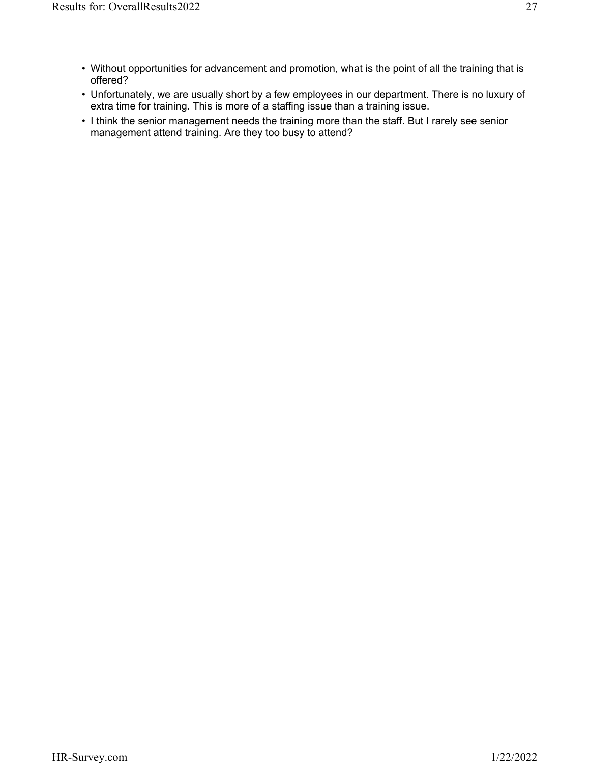- Without opportunities for advancement and promotion, what is the point of all the training that is offered?
- Unfortunately, we are usually short by a few employees in our department. There is no luxury of extra time for training. This is more of a staffing issue than a training issue.
- I think the senior management needs the training more than the staff. But I rarely see senior management attend training. Are they too busy to attend?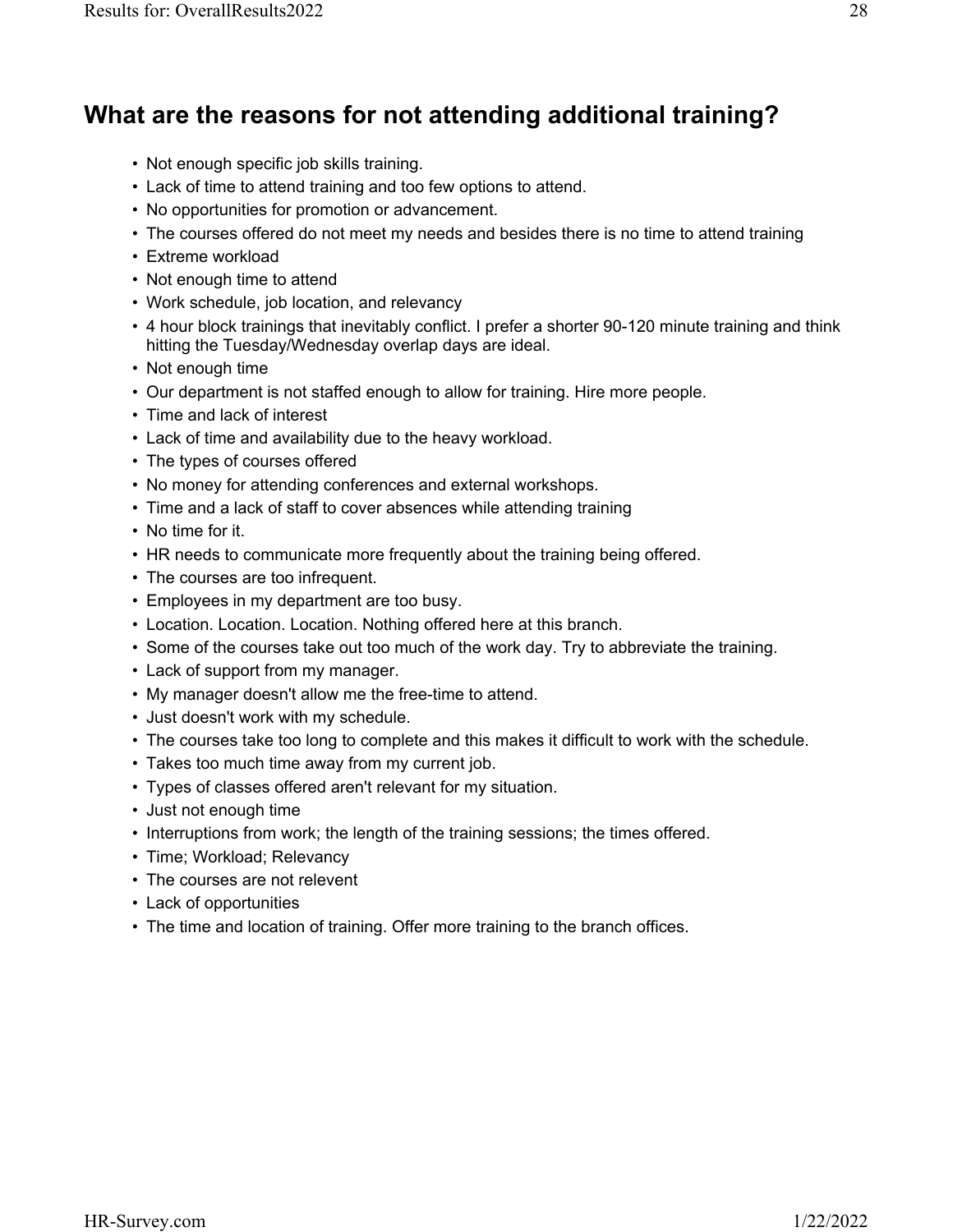## What are the reasons for not attending additional training?

- Not enough specific job skills training.
- Lack of time to attend training and too few options to attend.
- No opportunities for promotion or advancement.
- The courses offered do not meet my needs and besides there is no time to attend training
- Extreme workload
- Not enough time to attend
- Work schedule, job location, and relevancy
- 4 hour block trainings that inevitably conflict. I prefer a shorter 90-120 minute training and think hitting the Tuesday/Wednesday overlap days are ideal.
- Not enough time
- Our department is not staffed enough to allow for training. Hire more people.
- Time and lack of interest
- Lack of time and availability due to the heavy workload.
- The types of courses offered
- No money for attending conferences and external workshops.
- Time and a lack of staff to cover absences while attending training
- No time for it.
- HR needs to communicate more frequently about the training being offered.
- The courses are too infrequent.
- Employees in my department are too busy.
- Location. Location. Location. Nothing offered here at this branch.
- Some of the courses take out too much of the work day. Try to abbreviate the training.
- Lack of support from my manager.
- My manager doesn't allow me the free-time to attend.
- Just doesn't work with my schedule.
- The courses take too long to complete and this makes it difficult to work with the schedule.
- Takes too much time away from my current job.
- Types of classes offered aren't relevant for my situation.
- Just not enough time
- Interruptions from work; the length of the training sessions; the times offered.
- Time; Workload; Relevancy
- The courses are not relevent
- Lack of opportunities
- The time and location of training. Offer more training to the branch offices.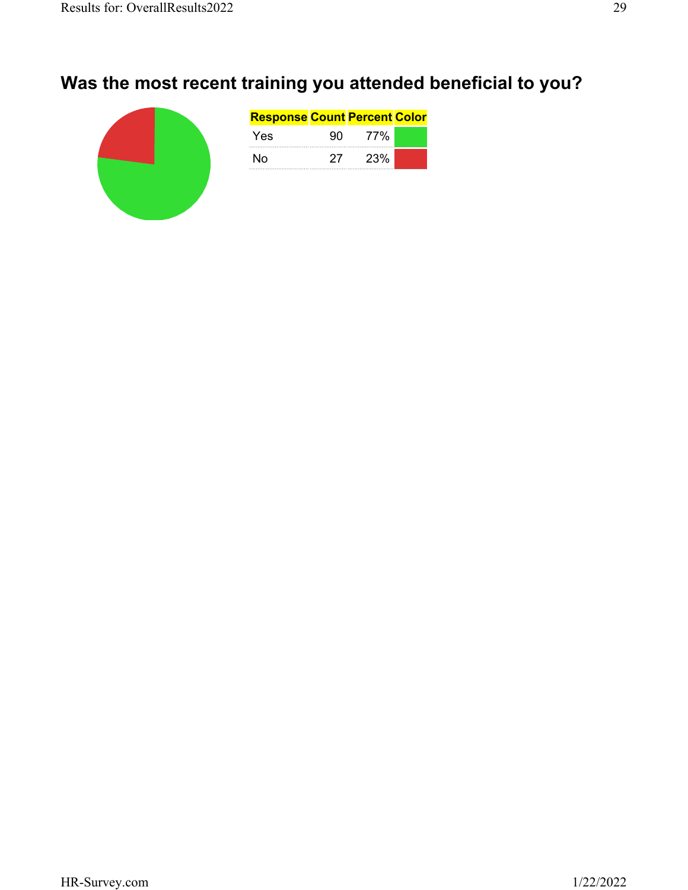## Was the most recent training you attended beneficial to you?

| Response | Count | Percent | Color |
| --- | --- | --- | --- |
| Yes | 90 | 77% | |
| No | 27 | 23% | |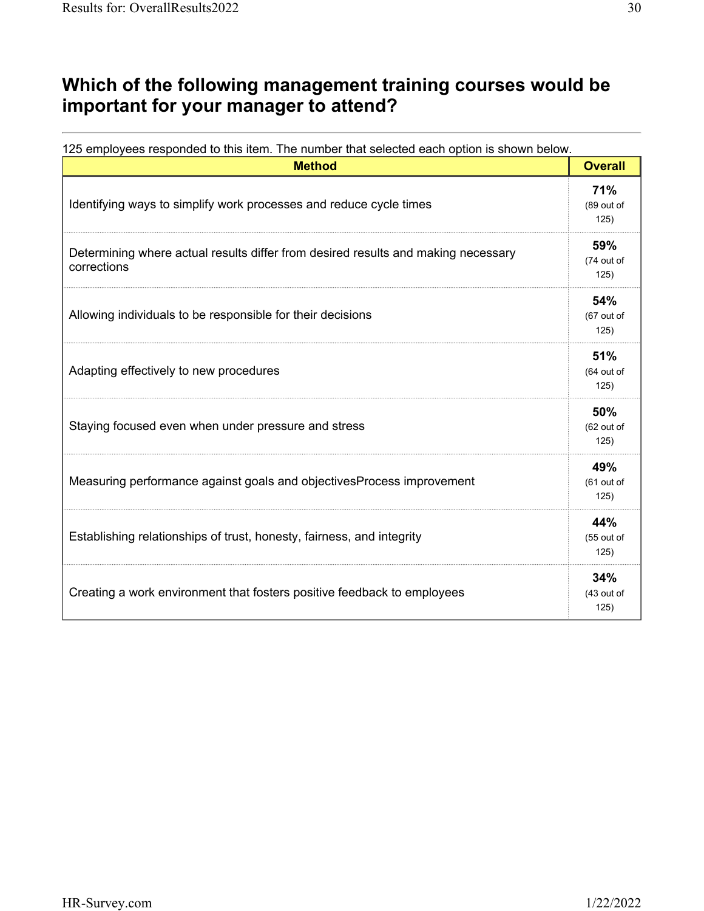## Which of the following management training courses would be important for your manager to attend?

125 employees responded to this item. The number that selected each option is shown below.

| Method | Overall |
|---|---|
| Identifying ways to simplify work processes and reduce cycle times | **71%** (89 out of 125) |
| Determining where actual results differ from desired results and making necessary corrections | **59%** (74 out of 125) |
| Allowing individuals to be responsible for their decisions | **54%** (67 out of 125) |
| Adapting effectively to new procedures | **51%** (64 out of 125) |
| Staying focused even when under pressure and stress | **50%** (62 out of 125) |
| Measuring performance against goals and objectivesProcess improvement | **49%** (61 out of 125) |
| Establishing relationships of trust, honesty, fairness, and integrity | **44%** (55 out of 125) |
| Creating a work environment that fosters positive feedback to employees | **34%** (43 out of 125) |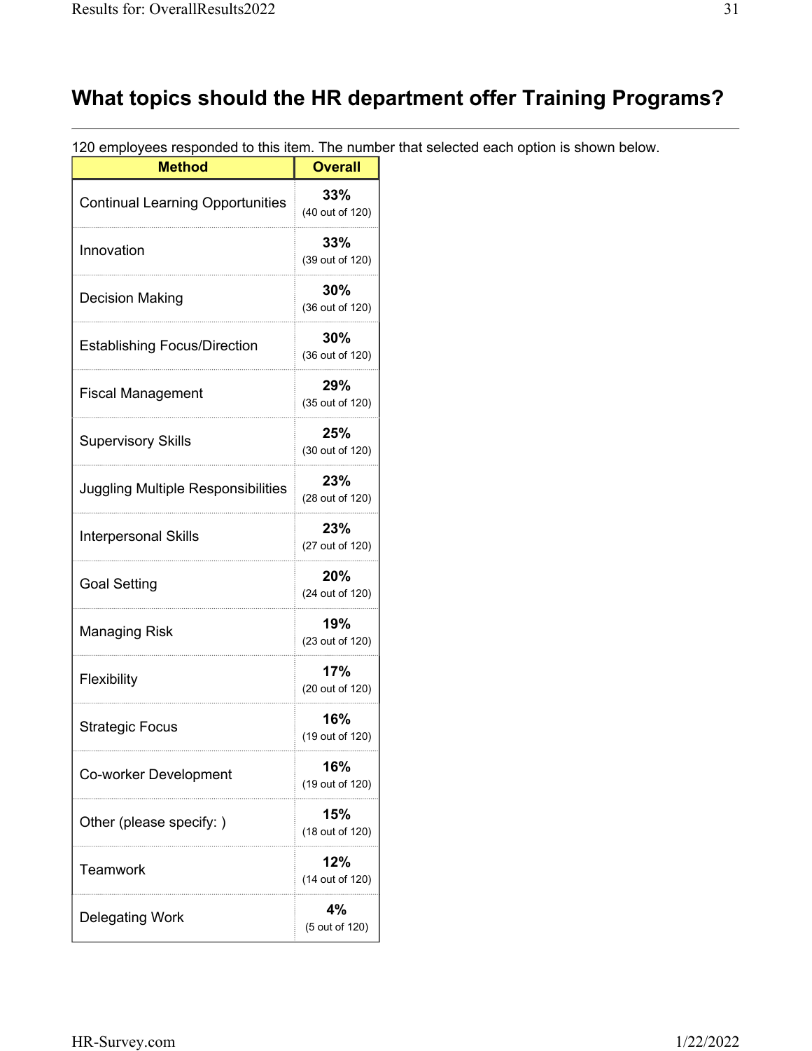## What topics should the HR department offer Training Programs?

120 employees responded to this item. The number that selected each option is shown below.

| Method | Overall |
|---|---|
| Continual Learning Opportunities | **33%** (40 out of 120) |
| Innovation | **33%** (39 out of 120) |
| Decision Making | **30%** (36 out of 120) |
| Establishing Focus/Direction | **30%** (36 out of 120) |
| Fiscal Management | **29%** (35 out of 120) |
| Supervisory Skills | **25%** (30 out of 120) |
| Juggling Multiple Responsibilities | **23%** (28 out of 120) |
| Interpersonal Skills | **23%** (27 out of 120) |
| Goal Setting | **20%** (24 out of 120) |
| Managing Risk | **19%** (23 out of 120) |
| Flexibility | **17%** (20 out of 120) |
| Strategic Focus | **16%** (19 out of 120) |
| Co-worker Development | **16%** (19 out of 120) |
| Other (please specify: ) | **15%** (18 out of 120) |
| Teamwork | **12%** (14 out of 120) |
| Delegating Work | **4%** (5 out of 120) |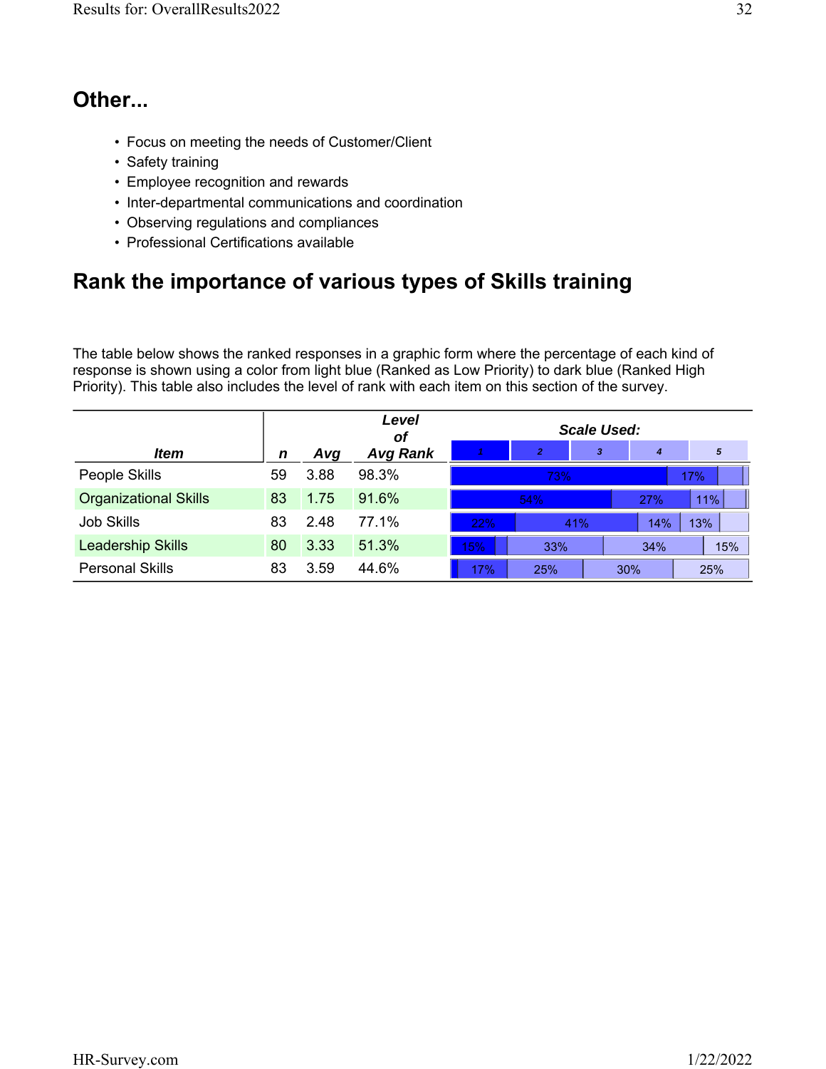## Other...

- Focus on meeting the needs of Customer/Client
- Safety training
- Employee recognition and rewards
- Inter-departmental communications and coordination
- Observing regulations and compliances
- Professional Certifications available

## Rank the importance of various types of Skills training

The table below shows the ranked responses in a graphic form where the percentage of each kind of response is shown using a color from light blue (Ranked as Low Priority) to dark blue (Ranked High Priority). This table also includes the level of rank with each item on this section of the survey.

| *Item* | *n* | *Avg* | *Level of Avg Rank* | Scale Used: 1 | 2 | 3 | 4 | 5 |
|---|---|---|---|---|---|---|---|---|
| People Skills | 59 | 3.88 | 98.3% | 73% | 17% | | | |
| Organizational Skills | 83 | 1.75 | 91.6% | 54% | 27% | 11% | | |
| Job Skills | 83 | 2.48 | 77.1% | 22% | 41% | 14% | 13% | |
| Leadership Skills | 80 | 3.33 | 51.3% | 15% | | 33% | 34% | 15% |
| Personal Skills | 83 | 3.59 | 44.6% | | 17% | 25% | 30% | 25% |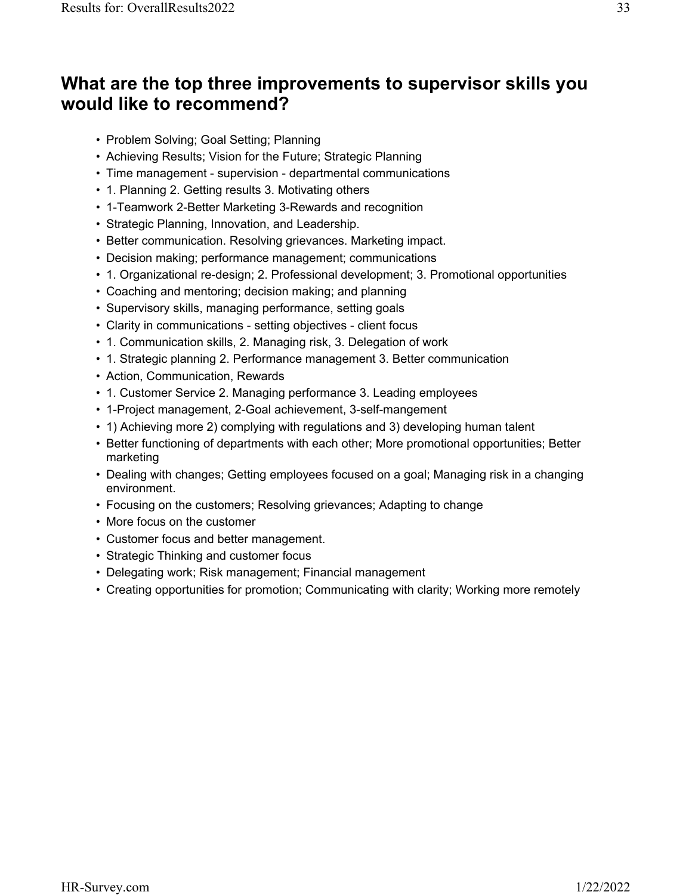## What are the top three improvements to supervisor skills you would like to recommend?

- Problem Solving; Goal Setting; Planning
- Achieving Results; Vision for the Future; Strategic Planning
- Time management - supervision - departmental communications
- 1. Planning 2. Getting results 3. Motivating others
- 1-Teamwork 2-Better Marketing 3-Rewards and recognition
- Strategic Planning, Innovation, and Leadership.
- Better communication. Resolving grievances. Marketing impact.
- Decision making; performance management; communications
- 1. Organizational re-design; 2. Professional development; 3. Promotional opportunities
- Coaching and mentoring; decision making; and planning
- Supervisory skills, managing performance, setting goals
- Clarity in communications - setting objectives - client focus
- 1. Communication skills, 2. Managing risk, 3. Delegation of work
- 1. Strategic planning 2. Performance management 3. Better communication
- Action, Communication, Rewards
- 1. Customer Service 2. Managing performance 3. Leading employees
- 1-Project management, 2-Goal achievement, 3-self-mangement
- 1) Achieving more 2) complying with regulations and 3) developing human talent
- Better functioning of departments with each other; More promotional opportunities; Better marketing
- Dealing with changes; Getting employees focused on a goal; Managing risk in a changing environment.
- Focusing on the customers; Resolving grievances; Adapting to change
- More focus on the customer
- Customer focus and better management.
- Strategic Thinking and customer focus
- Delegating work; Risk management; Financial management
- Creating opportunities for promotion; Communicating with clarity; Working more remotely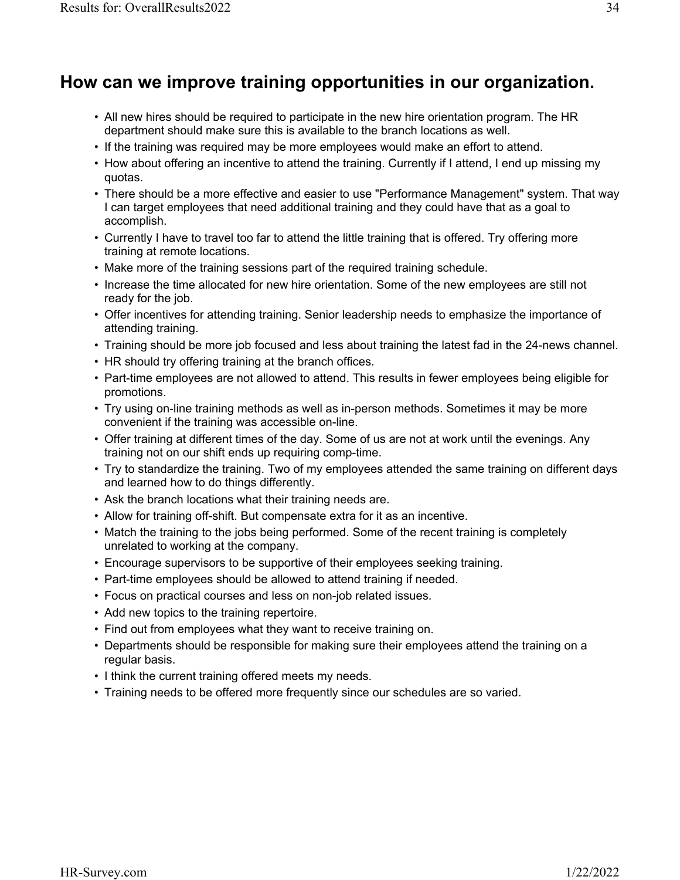## How can we improve training opportunities in our organization.

- All new hires should be required to participate in the new hire orientation program. The HR department should make sure this is available to the branch locations as well.
- If the training was required may be more employees would make an effort to attend.
- How about offering an incentive to attend the training. Currently if I attend, I end up missing my quotas.
- There should be a more effective and easier to use "Performance Management" system. That way I can target employees that need additional training and they could have that as a goal to accomplish.
- Currently I have to travel too far to attend the little training that is offered. Try offering more training at remote locations.
- Make more of the training sessions part of the required training schedule.
- Increase the time allocated for new hire orientation. Some of the new employees are still not ready for the job.
- Offer incentives for attending training. Senior leadership needs to emphasize the importance of attending training.
- Training should be more job focused and less about training the latest fad in the 24-news channel.
- HR should try offering training at the branch offices.
- Part-time employees are not allowed to attend. This results in fewer employees being eligible for promotions.
- Try using on-line training methods as well as in-person methods. Sometimes it may be more convenient if the training was accessible on-line.
- Offer training at different times of the day. Some of us are not at work until the evenings. Any training not on our shift ends up requiring comp-time.
- Try to standardize the training. Two of my employees attended the same training on different days and learned how to do things differently.
- Ask the branch locations what their training needs are.
- Allow for training off-shift. But compensate extra for it as an incentive.
- Match the training to the jobs being performed. Some of the recent training is completely unrelated to working at the company.
- Encourage supervisors to be supportive of their employees seeking training.
- Part-time employees should be allowed to attend training if needed.
- Focus on practical courses and less on non-job related issues.
- Add new topics to the training repertoire.
- Find out from employees what they want to receive training on.
- Departments should be responsible for making sure their employees attend the training on a regular basis.
- I think the current training offered meets my needs.
- Training needs to be offered more frequently since our schedules are so varied.